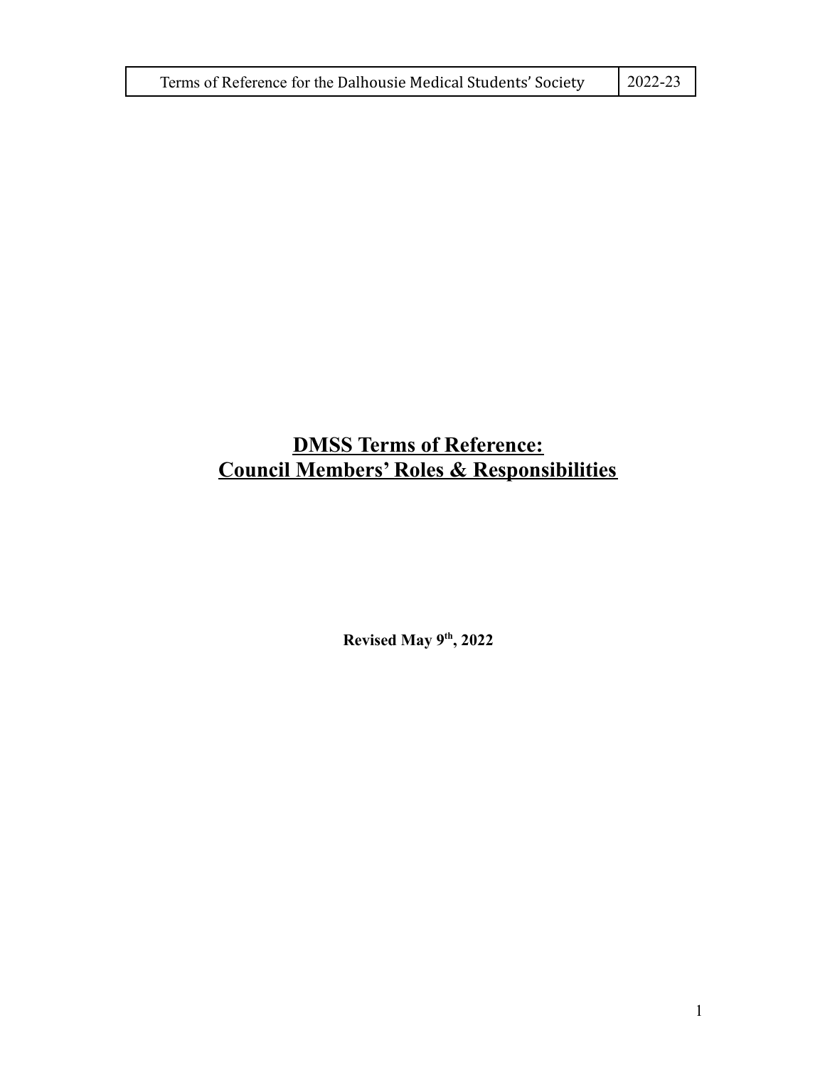# DMSS Terms of Reference: Council Members' Roles & Responsibilities

**Revised May 9th, 2022**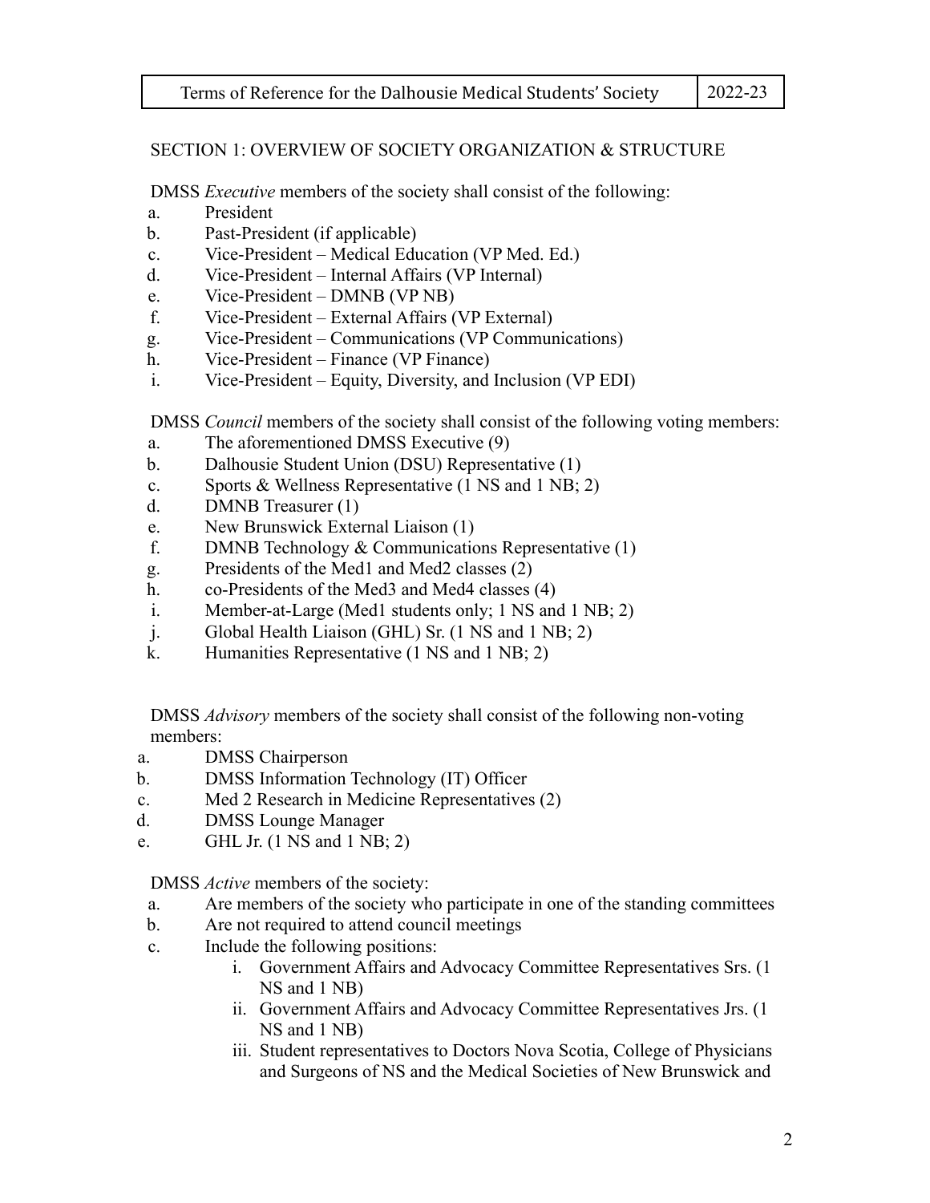## SECTION 1: OVERVIEW OF SOCIETY ORGANIZATION & STRUCTURE

DMSS *Executive* members of the society shall consist of the following:

a. President
b. Past-President (if applicable)
c. Vice-President – Medical Education (VP Med. Ed.)
d. Vice-President – Internal Affairs (VP Internal)
e. Vice-President – DMNB (VP NB)
f. Vice-President – External Affairs (VP External)
g. Vice-President – Communications (VP Communications)
h. Vice-President – Finance (VP Finance)
i. Vice-President – Equity, Diversity, and Inclusion (VP EDI)

DMSS *Council* members of the society shall consist of the following voting members:

a. The aforementioned DMSS Executive (9)
b. Dalhousie Student Union (DSU) Representative (1)
c. Sports & Wellness Representative (1 NS and 1 NB; 2)
d. DMNB Treasurer (1)
e. New Brunswick External Liaison (1)
f. DMNB Technology & Communications Representative (1)
g. Presidents of the Med1 and Med2 classes (2)
h. co-Presidents of the Med3 and Med4 classes (4)
i. Member-at-Large (Med1 students only; 1 NS and 1 NB; 2)
j. Global Health Liaison (GHL) Sr. (1 NS and 1 NB; 2)
k. Humanities Representative (1 NS and 1 NB; 2)

DMSS *Advisory* members of the society shall consist of the following non-voting members:

a. DMSS Chairperson
b. DMSS Information Technology (IT) Officer
c. Med 2 Research in Medicine Representatives (2)
d. DMSS Lounge Manager
e. GHL Jr. (1 NS and 1 NB; 2)

DMSS *Active* members of the society:

a. Are members of the society who participate in one of the standing committees
b. Are not required to attend council meetings
c. Include the following positions:
   i. Government Affairs and Advocacy Committee Representatives Srs. (1 NS and 1 NB)
   ii. Government Affairs and Advocacy Committee Representatives Jrs. (1 NS and 1 NB)
   iii. Student representatives to Doctors Nova Scotia, College of Physicians and Surgeons of NS and the Medical Societies of New Brunswick and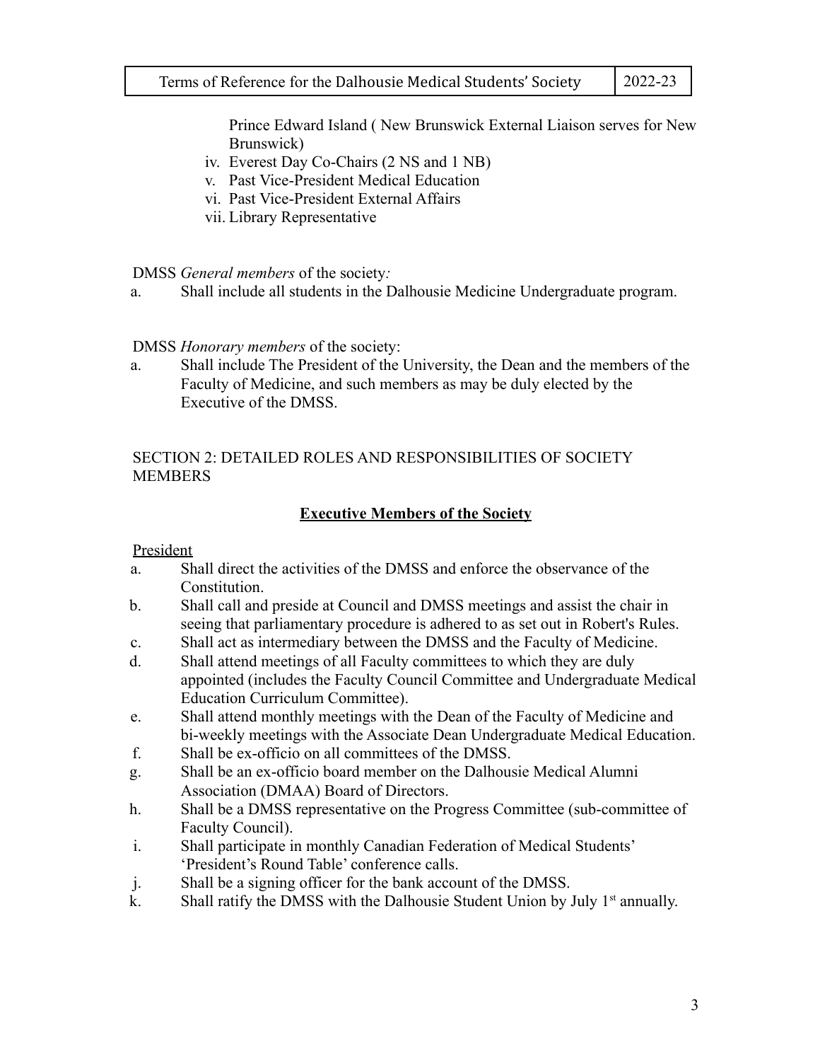Prince Edward Island ( New Brunswick External Liaison serves for New Brunswick)

iv. Everest Day Co-Chairs (2 NS and 1 NB)
v. Past Vice-President Medical Education
vi. Past Vice-President External Affairs
vii. Library Representative

DMSS *General members* of the society*:*

a. Shall include all students in the Dalhousie Medicine Undergraduate program.

DMSS *Honorary members* of the society:

a. Shall include The President of the University, the Dean and the members of the Faculty of Medicine, and such members as may be duly elected by the Executive of the DMSS.

SECTION 2: DETAILED ROLES AND RESPONSIBILITIES OF SOCIETY MEMBERS

## **Executive Members of the Society**

President

a. Shall direct the activities of the DMSS and enforce the observance of the Constitution.
b. Shall call and preside at Council and DMSS meetings and assist the chair in seeing that parliamentary procedure is adhered to as set out in Robert's Rules.
c. Shall act as intermediary between the DMSS and the Faculty of Medicine.
d. Shall attend meetings of all Faculty committees to which they are duly appointed (includes the Faculty Council Committee and Undergraduate Medical Education Curriculum Committee).
e. Shall attend monthly meetings with the Dean of the Faculty of Medicine and bi-weekly meetings with the Associate Dean Undergraduate Medical Education.
f. Shall be ex-officio on all committees of the DMSS.
g. Shall be an ex-officio board member on the Dalhousie Medical Alumni Association (DMAA) Board of Directors.
h. Shall be a DMSS representative on the Progress Committee (sub-committee of Faculty Council).
i. Shall participate in monthly Canadian Federation of Medical Students' 'President's Round Table' conference calls.
j. Shall be a signing officer for the bank account of the DMSS.
k. Shall ratify the DMSS with the Dalhousie Student Union by July 1st annually.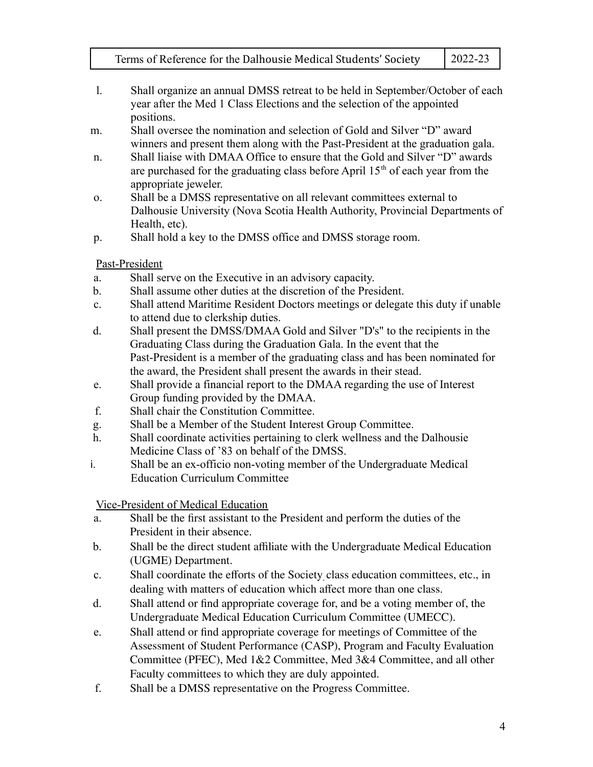l. Shall organize an annual DMSS retreat to be held in September/October of each year after the Med 1 Class Elections and the selection of the appointed positions.

m. Shall oversee the nomination and selection of Gold and Silver "D" award winners and present them along with the Past-President at the graduation gala.

n. Shall liaise with DMAA Office to ensure that the Gold and Silver "D" awards are purchased for the graduating class before April 15th of each year from the appropriate jeweler.

o. Shall be a DMSS representative on all relevant committees external to Dalhousie University (Nova Scotia Health Authority, Provincial Departments of Health, etc).

p. Shall hold a key to the DMSS office and DMSS storage room.

<u>Past-President</u>

a. Shall serve on the Executive in an advisory capacity.

b. Shall assume other duties at the discretion of the President.

c. Shall attend Maritime Resident Doctors meetings or delegate this duty if unable to attend due to clerkship duties.

d. Shall present the DMSS/DMAA Gold and Silver "D's" to the recipients in the Graduating Class during the Graduation Gala. In the event that the Past-President is a member of the graduating class and has been nominated for the award, the President shall present the awards in their stead.

e. Shall provide a financial report to the DMAA regarding the use of Interest Group funding provided by the DMAA.

f. Shall chair the Constitution Committee.

g. Shall be a Member of the Student Interest Group Committee.

h. Shall coordinate activities pertaining to clerk wellness and the Dalhousie Medicine Class of '83 on behalf of the DMSS.

i. Shall be an ex-officio non-voting member of the Undergraduate Medical Education Curriculum Committee

<u>Vice-President of Medical Education</u>

a. Shall be the first assistant to the President and perform the duties of the President in their absence.

b. Shall be the direct student affiliate with the Undergraduate Medical Education (UGME) Department.

c. Shall coordinate the efforts of the Society, class education committees, etc., in dealing with matters of education which affect more than one class.

d. Shall attend or find appropriate coverage for, and be a voting member of, the Undergraduate Medical Education Curriculum Committee (UMECC).

e. Shall attend or find appropriate coverage for meetings of Committee of the Assessment of Student Performance (CASP), Program and Faculty Evaluation Committee (PFEC), Med 1&2 Committee, Med 3&4 Committee, and all other Faculty committees to which they are duly appointed.

f. Shall be a DMSS representative on the Progress Committee.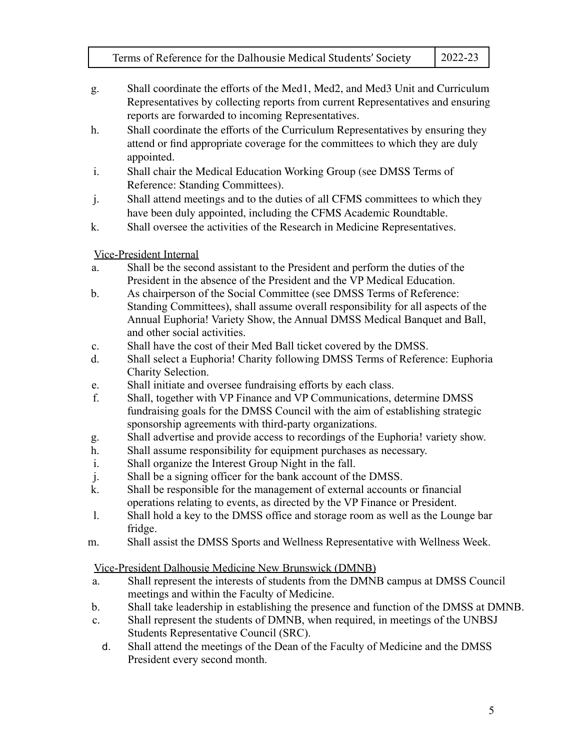g. Shall coordinate the efforts of the Med1, Med2, and Med3 Unit and Curriculum Representatives by collecting reports from current Representatives and ensuring reports are forwarded to incoming Representatives.
h. Shall coordinate the efforts of the Curriculum Representatives by ensuring they attend or find appropriate coverage for the committees to which they are duly appointed.
i. Shall chair the Medical Education Working Group (see DMSS Terms of Reference: Standing Committees).
j. Shall attend meetings and to the duties of all CFMS committees to which they have been duly appointed, including the CFMS Academic Roundtable.
k. Shall oversee the activities of the Research in Medicine Representatives.

<u>Vice-President Internal</u>

a. Shall be the second assistant to the President and perform the duties of the President in the absence of the President and the VP Medical Education.
b. As chairperson of the Social Committee (see DMSS Terms of Reference: Standing Committees), shall assume overall responsibility for all aspects of the Annual Euphoria! Variety Show, the Annual DMSS Medical Banquet and Ball, and other social activities.
c. Shall have the cost of their Med Ball ticket covered by the DMSS.
d. Shall select a Euphoria! Charity following DMSS Terms of Reference: Euphoria Charity Selection.
e. Shall initiate and oversee fundraising efforts by each class.
f. Shall, together with VP Finance and VP Communications, determine DMSS fundraising goals for the DMSS Council with the aim of establishing strategic sponsorship agreements with third-party organizations.
g. Shall advertise and provide access to recordings of the Euphoria! variety show.
h. Shall assume responsibility for equipment purchases as necessary.
i. Shall organize the Interest Group Night in the fall.
j. Shall be a signing officer for the bank account of the DMSS.
k. Shall be responsible for the management of external accounts or financial operations relating to events, as directed by the VP Finance or President.
l. Shall hold a key to the DMSS office and storage room as well as the Lounge bar fridge.
m. Shall assist the DMSS Sports and Wellness Representative with Wellness Week.

<u>Vice-President Dalhousie Medicine New Brunswick (DMNB)</u>

a. Shall represent the interests of students from the DMNB campus at DMSS Council meetings and within the Faculty of Medicine.
b. Shall take leadership in establishing the presence and function of the DMSS at DMNB.
c. Shall represent the students of DMNB, when required, in meetings of the UNBSJ Students Representative Council (SRC).
d. Shall attend the meetings of the Dean of the Faculty of Medicine and the DMSS President every second month.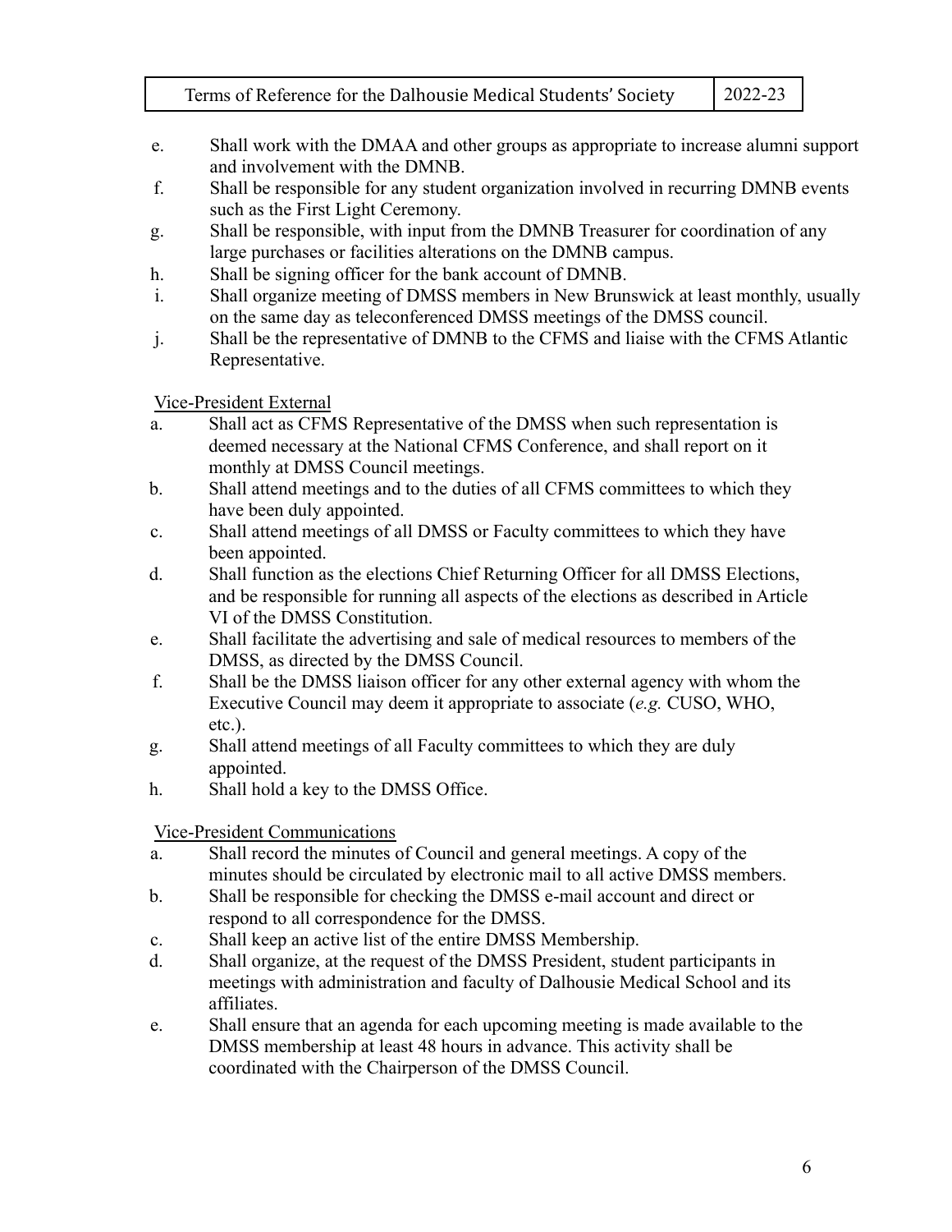e. Shall work with the DMAA and other groups as appropriate to increase alumni support and involvement with the DMNB.
f. Shall be responsible for any student organization involved in recurring DMNB events such as the First Light Ceremony.
g. Shall be responsible, with input from the DMNB Treasurer for coordination of any large purchases or facilities alterations on the DMNB campus.
h. Shall be signing officer for the bank account of DMNB.
i. Shall organize meeting of DMSS members in New Brunswick at least monthly, usually on the same day as teleconferenced DMSS meetings of the DMSS council.
j. Shall be the representative of DMNB to the CFMS and liaise with the CFMS Atlantic Representative.

<u>Vice-President External</u>

a. Shall act as CFMS Representative of the DMSS when such representation is deemed necessary at the National CFMS Conference, and shall report on it monthly at DMSS Council meetings.
b. Shall attend meetings and to the duties of all CFMS committees to which they have been duly appointed.
c. Shall attend meetings of all DMSS or Faculty committees to which they have been appointed.
d. Shall function as the elections Chief Returning Officer for all DMSS Elections, and be responsible for running all aspects of the elections as described in Article VI of the DMSS Constitution.
e. Shall facilitate the advertising and sale of medical resources to members of the DMSS, as directed by the DMSS Council.
f. Shall be the DMSS liaison officer for any other external agency with whom the Executive Council may deem it appropriate to associate (*e.g.* CUSO, WHO, etc.).
g. Shall attend meetings of all Faculty committees to which they are duly appointed.
h. Shall hold a key to the DMSS Office.

<u>Vice-President Communications</u>

a. Shall record the minutes of Council and general meetings. A copy of the minutes should be circulated by electronic mail to all active DMSS members.
b. Shall be responsible for checking the DMSS e-mail account and direct or respond to all correspondence for the DMSS.
c. Shall keep an active list of the entire DMSS Membership.
d. Shall organize, at the request of the DMSS President, student participants in meetings with administration and faculty of Dalhousie Medical School and its affiliates.
e. Shall ensure that an agenda for each upcoming meeting is made available to the DMSS membership at least 48 hours in advance. This activity shall be coordinated with the Chairperson of the DMSS Council.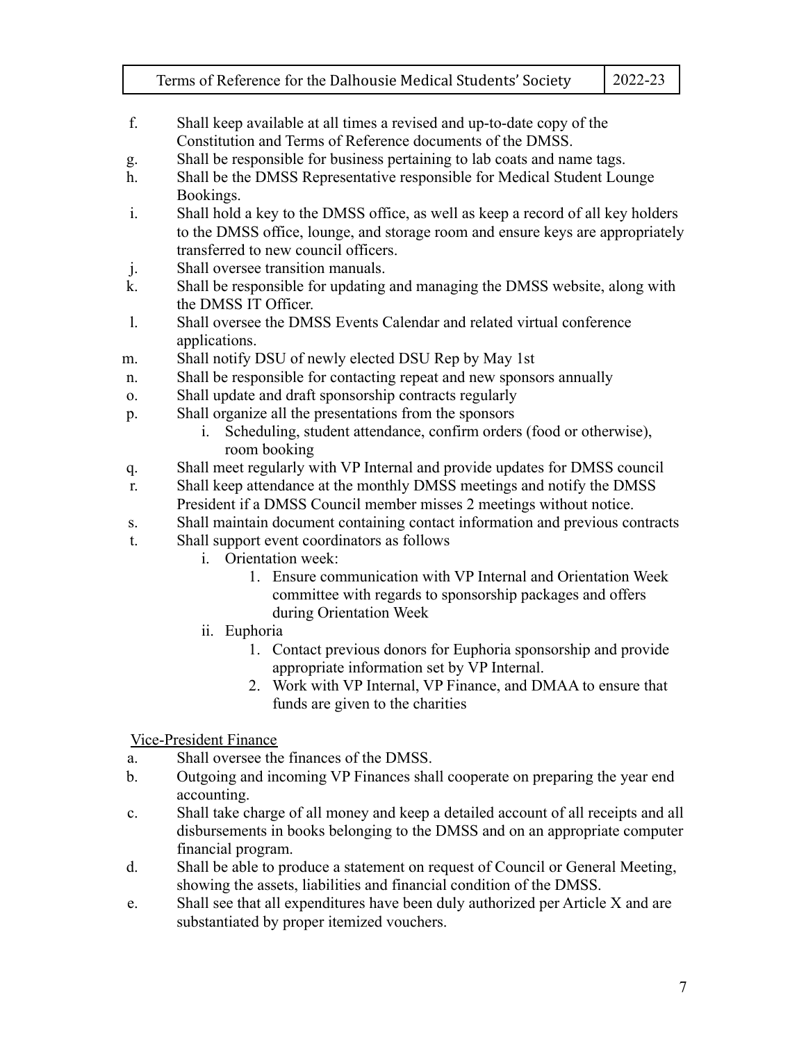f. Shall keep available at all times a revised and up-to-date copy of the Constitution and Terms of Reference documents of the DMSS.
g. Shall be responsible for business pertaining to lab coats and name tags.
h. Shall be the DMSS Representative responsible for Medical Student Lounge Bookings.
i. Shall hold a key to the DMSS office, as well as keep a record of all key holders to the DMSS office, lounge, and storage room and ensure keys are appropriately transferred to new council officers.
j. Shall oversee transition manuals.
k. Shall be responsible for updating and managing the DMSS website, along with the DMSS IT Officer.
l. Shall oversee the DMSS Events Calendar and related virtual conference applications.
m. Shall notify DSU of newly elected DSU Rep by May 1st
n. Shall be responsible for contacting repeat and new sponsors annually
o. Shall update and draft sponsorship contracts regularly
p. Shall organize all the presentations from the sponsors
    i. Scheduling, student attendance, confirm orders (food or otherwise), room booking
q. Shall meet regularly with VP Internal and provide updates for DMSS council
r. Shall keep attendance at the monthly DMSS meetings and notify the DMSS President if a DMSS Council member misses 2 meetings without notice.
s. Shall maintain document containing contact information and previous contracts
t. Shall support event coordinators as follows
    i. Orientation week:
        1. Ensure communication with VP Internal and Orientation Week committee with regards to sponsorship packages and offers during Orientation Week
    ii. Euphoria
        1. Contact previous donors for Euphoria sponsorship and provide appropriate information set by VP Internal.
        2. Work with VP Internal, VP Finance, and DMAA to ensure that funds are given to the charities

Vice-President Finance

a. Shall oversee the finances of the DMSS.
b. Outgoing and incoming VP Finances shall cooperate on preparing the year end accounting.
c. Shall take charge of all money and keep a detailed account of all receipts and all disbursements in books belonging to the DMSS and on an appropriate computer financial program.
d. Shall be able to produce a statement on request of Council or General Meeting, showing the assets, liabilities and financial condition of the DMSS.
e. Shall see that all expenditures have been duly authorized per Article X and are substantiated by proper itemized vouchers.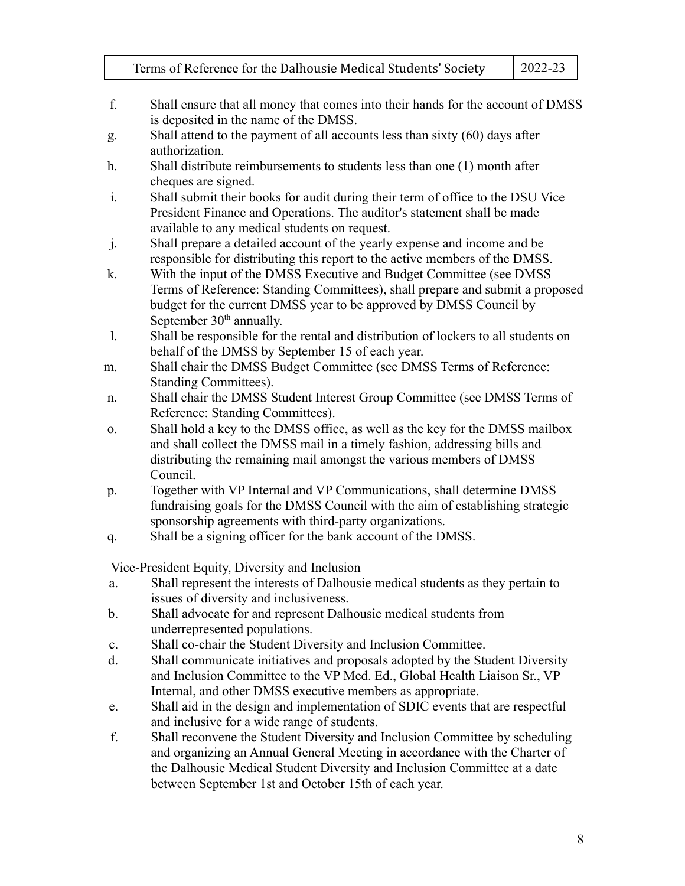f. Shall ensure that all money that comes into their hands for the account of DMSS is deposited in the name of the DMSS.
g. Shall attend to the payment of all accounts less than sixty (60) days after authorization.
h. Shall distribute reimbursements to students less than one (1) month after cheques are signed.
i. Shall submit their books for audit during their term of office to the DSU Vice President Finance and Operations. The auditor's statement shall be made available to any medical students on request.
j. Shall prepare a detailed account of the yearly expense and income and be responsible for distributing this report to the active members of the DMSS.
k. With the input of the DMSS Executive and Budget Committee (see DMSS Terms of Reference: Standing Committees), shall prepare and submit a proposed budget for the current DMSS year to be approved by DMSS Council by September 30th annually.
l. Shall be responsible for the rental and distribution of lockers to all students on behalf of the DMSS by September 15 of each year.
m. Shall chair the DMSS Budget Committee (see DMSS Terms of Reference: Standing Committees).
n. Shall chair the DMSS Student Interest Group Committee (see DMSS Terms of Reference: Standing Committees).
o. Shall hold a key to the DMSS office, as well as the key for the DMSS mailbox and shall collect the DMSS mail in a timely fashion, addressing bills and distributing the remaining mail amongst the various members of DMSS Council.
p. Together with VP Internal and VP Communications, shall determine DMSS fundraising goals for the DMSS Council with the aim of establishing strategic sponsorship agreements with third-party organizations.
q. Shall be a signing officer for the bank account of the DMSS.

Vice-President Equity, Diversity and Inclusion

a. Shall represent the interests of Dalhousie medical students as they pertain to issues of diversity and inclusiveness.
b. Shall advocate for and represent Dalhousie medical students from underrepresented populations.
c. Shall co-chair the Student Diversity and Inclusion Committee.
d. Shall communicate initiatives and proposals adopted by the Student Diversity and Inclusion Committee to the VP Med. Ed., Global Health Liaison Sr., VP Internal, and other DMSS executive members as appropriate.
e. Shall aid in the design and implementation of SDIC events that are respectful and inclusive for a wide range of students.
f. Shall reconvene the Student Diversity and Inclusion Committee by scheduling and organizing an Annual General Meeting in accordance with the Charter of the Dalhousie Medical Student Diversity and Inclusion Committee at a date between September 1st and October 15th of each year.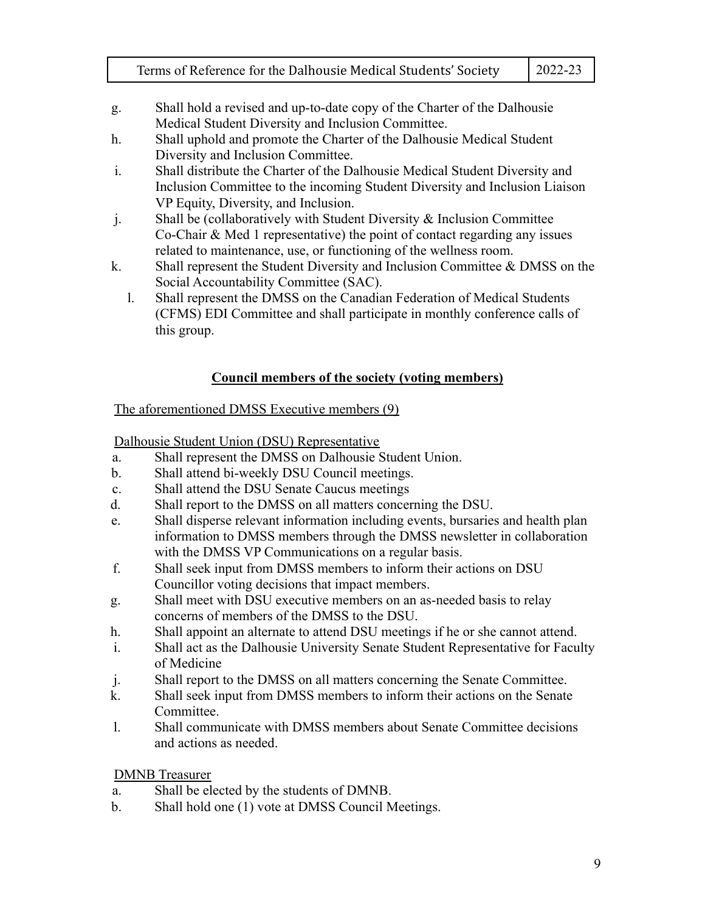g. Shall hold a revised and up-to-date copy of the Charter of the Dalhousie Medical Student Diversity and Inclusion Committee.
h. Shall uphold and promote the Charter of the Dalhousie Medical Student Diversity and Inclusion Committee.
i. Shall distribute the Charter of the Dalhousie Medical Student Diversity and Inclusion Committee to the incoming Student Diversity and Inclusion Liaison VP Equity, Diversity, and Inclusion.
j. Shall be (collaboratively with Student Diversity & Inclusion Committee Co-Chair & Med 1 representative) the point of contact regarding any issues related to maintenance, use, or functioning of the wellness room.
k. Shall represent the Student Diversity and Inclusion Committee & DMSS on the Social Accountability Committee (SAC).
l. Shall represent the DMSS on the Canadian Federation of Medical Students (CFMS) EDI Committee and shall participate in monthly conference calls of this group.

## Council members of the society (voting members)

The aforementioned DMSS Executive members (9)

Dalhousie Student Union (DSU) Representative

a. Shall represent the DMSS on Dalhousie Student Union.
b. Shall attend bi-weekly DSU Council meetings.
c. Shall attend the DSU Senate Caucus meetings
d. Shall report to the DMSS on all matters concerning the DSU.
e. Shall disperse relevant information including events, bursaries and health plan information to DMSS members through the DMSS newsletter in collaboration with the DMSS VP Communications on a regular basis.
f. Shall seek input from DMSS members to inform their actions on DSU Councillor voting decisions that impact members.
g. Shall meet with DSU executive members on an as-needed basis to relay concerns of members of the DMSS to the DSU.
h. Shall appoint an alternate to attend DSU meetings if he or she cannot attend.
i. Shall act as the Dalhousie University Senate Student Representative for Faculty of Medicine
j. Shall report to the DMSS on all matters concerning the Senate Committee.
k. Shall seek input from DMSS members to inform their actions on the Senate Committee.
l. Shall communicate with DMSS members about Senate Committee decisions and actions as needed.

DMNB Treasurer

a. Shall be elected by the students of DMNB.
b. Shall hold one (1) vote at DMSS Council Meetings.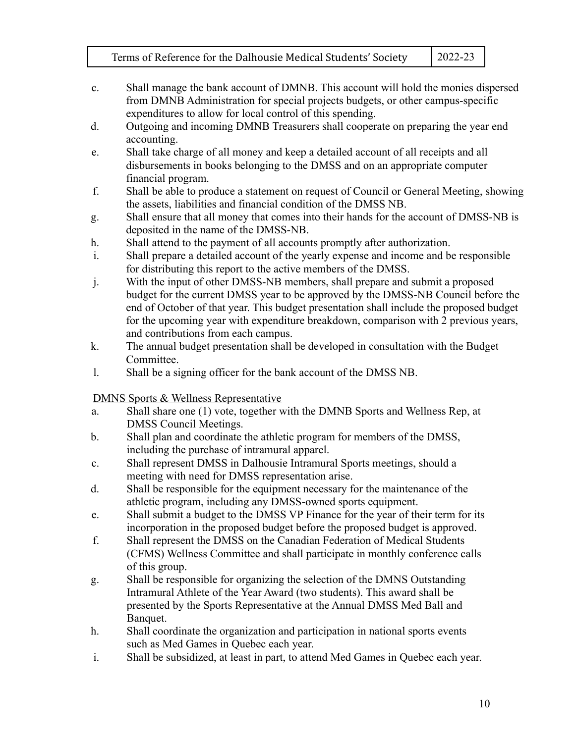c. Shall manage the bank account of DMNB. This account will hold the monies dispersed from DMNB Administration for special projects budgets, or other campus-specific expenditures to allow for local control of this spending.

d. Outgoing and incoming DMNB Treasurers shall cooperate on preparing the year end accounting.

e. Shall take charge of all money and keep a detailed account of all receipts and all disbursements in books belonging to the DMSS and on an appropriate computer financial program.

f. Shall be able to produce a statement on request of Council or General Meeting, showing the assets, liabilities and financial condition of the DMSS NB.

g. Shall ensure that all money that comes into their hands for the account of DMSS-NB is deposited in the name of the DMSS-NB.

h. Shall attend to the payment of all accounts promptly after authorization.

i. Shall prepare a detailed account of the yearly expense and income and be responsible for distributing this report to the active members of the DMSS.

j. With the input of other DMSS-NB members, shall prepare and submit a proposed budget for the current DMSS year to be approved by the DMSS-NB Council before the end of October of that year. This budget presentation shall include the proposed budget for the upcoming year with expenditure breakdown, comparison with 2 previous years, and contributions from each campus.

k. The annual budget presentation shall be developed in consultation with the Budget Committee.

l. Shall be a signing officer for the bank account of the DMSS NB.

<u>DMNS Sports & Wellness Representative</u>

a. Shall share one (1) vote, together with the DMNB Sports and Wellness Rep, at DMSS Council Meetings.

b. Shall plan and coordinate the athletic program for members of the DMSS, including the purchase of intramural apparel.

c. Shall represent DMSS in Dalhousie Intramural Sports meetings, should a meeting with need for DMSS representation arise.

d. Shall be responsible for the equipment necessary for the maintenance of the athletic program, including any DMSS-owned sports equipment.

e. Shall submit a budget to the DMSS VP Finance for the year of their term for its incorporation in the proposed budget before the proposed budget is approved.

f. Shall represent the DMSS on the Canadian Federation of Medical Students (CFMS) Wellness Committee and shall participate in monthly conference calls of this group.

g. Shall be responsible for organizing the selection of the DMNS Outstanding Intramural Athlete of the Year Award (two students). This award shall be presented by the Sports Representative at the Annual DMSS Med Ball and Banquet.

h. Shall coordinate the organization and participation in national sports events such as Med Games in Quebec each year.

i. Shall be subsidized, at least in part, to attend Med Games in Quebec each year.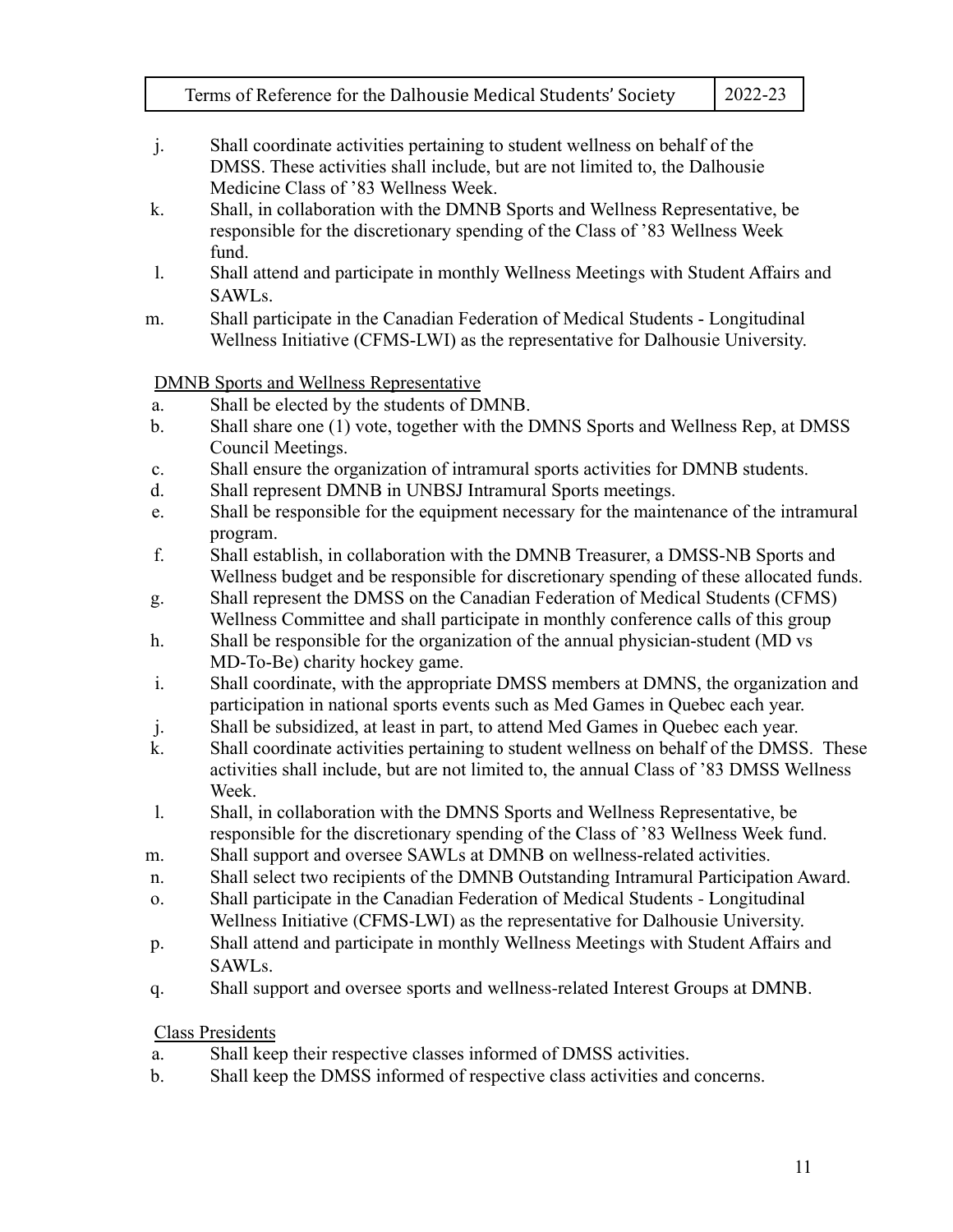j. Shall coordinate activities pertaining to student wellness on behalf of the DMSS. These activities shall include, but are not limited to, the Dalhousie Medicine Class of '83 Wellness Week.

k. Shall, in collaboration with the DMNB Sports and Wellness Representative, be responsible for the discretionary spending of the Class of '83 Wellness Week fund.

l. Shall attend and participate in monthly Wellness Meetings with Student Affairs and SAWLs.

m. Shall participate in the Canadian Federation of Medical Students - Longitudinal Wellness Initiative (CFMS-LWI) as the representative for Dalhousie University.

<u>DMNB Sports and Wellness Representative</u>

a. Shall be elected by the students of DMNB.

b. Shall share one (1) vote, together with the DMNS Sports and Wellness Rep, at DMSS Council Meetings.

c. Shall ensure the organization of intramural sports activities for DMNB students.

d. Shall represent DMNB in UNBSJ Intramural Sports meetings.

e. Shall be responsible for the equipment necessary for the maintenance of the intramural program.

f. Shall establish, in collaboration with the DMNB Treasurer, a DMSS-NB Sports and Wellness budget and be responsible for discretionary spending of these allocated funds.

g. Shall represent the DMSS on the Canadian Federation of Medical Students (CFMS) Wellness Committee and shall participate in monthly conference calls of this group

h. Shall be responsible for the organization of the annual physician-student (MD vs MD-To-Be) charity hockey game.

i. Shall coordinate, with the appropriate DMSS members at DMNS, the organization and participation in national sports events such as Med Games in Quebec each year.

j. Shall be subsidized, at least in part, to attend Med Games in Quebec each year.

k. Shall coordinate activities pertaining to student wellness on behalf of the DMSS. These activities shall include, but are not limited to, the annual Class of '83 DMSS Wellness Week.

l. Shall, in collaboration with the DMNS Sports and Wellness Representative, be responsible for the discretionary spending of the Class of '83 Wellness Week fund.

m. Shall support and oversee SAWLs at DMNB on wellness-related activities.

n. Shall select two recipients of the DMNB Outstanding Intramural Participation Award.

o. Shall participate in the Canadian Federation of Medical Students - Longitudinal Wellness Initiative (CFMS-LWI) as the representative for Dalhousie University.

p. Shall attend and participate in monthly Wellness Meetings with Student Affairs and SAWLs.

q. Shall support and oversee sports and wellness-related Interest Groups at DMNB.

<u>Class Presidents</u>

a. Shall keep their respective classes informed of DMSS activities.

b. Shall keep the DMSS informed of respective class activities and concerns.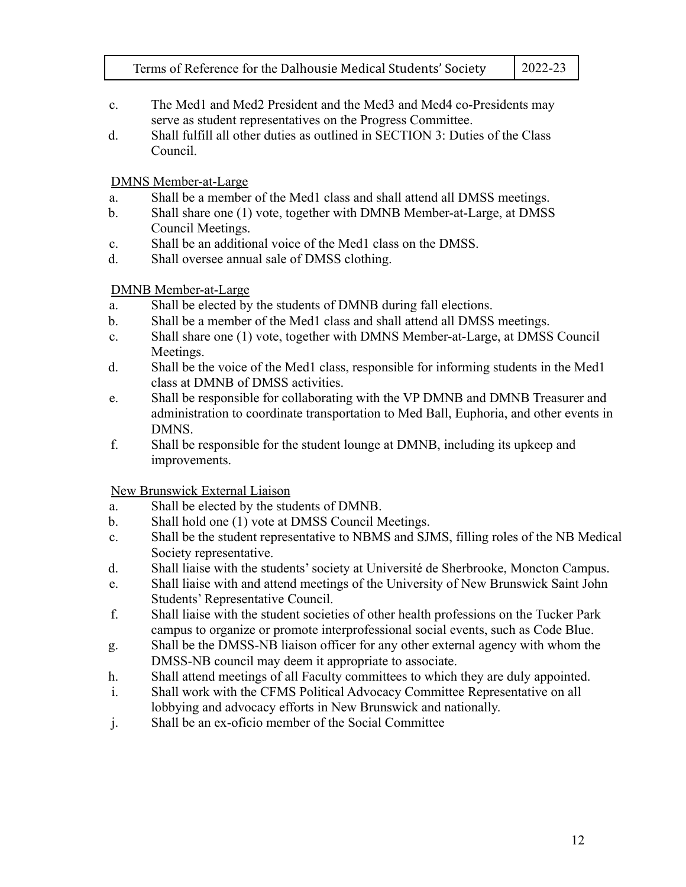c. The Med1 and Med2 President and the Med3 and Med4 co-Presidents may serve as student representatives on the Progress Committee.
d. Shall fulfill all other duties as outlined in SECTION 3: Duties of the Class Council.

<u>DMNS Member-at-Large</u>

a. Shall be a member of the Med1 class and shall attend all DMSS meetings.
b. Shall share one (1) vote, together with DMNB Member-at-Large, at DMSS Council Meetings.
c. Shall be an additional voice of the Med1 class on the DMSS.
d. Shall oversee annual sale of DMSS clothing.

<u>DMNB Member-at-Large</u>

a. Shall be elected by the students of DMNB during fall elections.
b. Shall be a member of the Med1 class and shall attend all DMSS meetings.
c. Shall share one (1) vote, together with DMNS Member-at-Large, at DMSS Council Meetings.
d. Shall be the voice of the Med1 class, responsible for informing students in the Med1 class at DMNB of DMSS activities.
e. Shall be responsible for collaborating with the VP DMNB and DMNB Treasurer and administration to coordinate transportation to Med Ball, Euphoria, and other events in DMNS.
f. Shall be responsible for the student lounge at DMNB, including its upkeep and improvements.

<u>New Brunswick External Liaison</u>

a. Shall be elected by the students of DMNB.
b. Shall hold one (1) vote at DMSS Council Meetings.
c. Shall be the student representative to NBMS and SJMS, filling roles of the NB Medical Society representative.
d. Shall liaise with the students' society at Université de Sherbrooke, Moncton Campus.
e. Shall liaise with and attend meetings of the University of New Brunswick Saint John Students' Representative Council.
f. Shall liaise with the student societies of other health professions on the Tucker Park campus to organize or promote interprofessional social events, such as Code Blue.
g. Shall be the DMSS-NB liaison officer for any other external agency with whom the DMSS-NB council may deem it appropriate to associate.
h. Shall attend meetings of all Faculty committees to which they are duly appointed.
i. Shall work with the CFMS Political Advocacy Committee Representative on all lobbying and advocacy efforts in New Brunswick and nationally.
j. Shall be an ex-oficio member of the Social Committee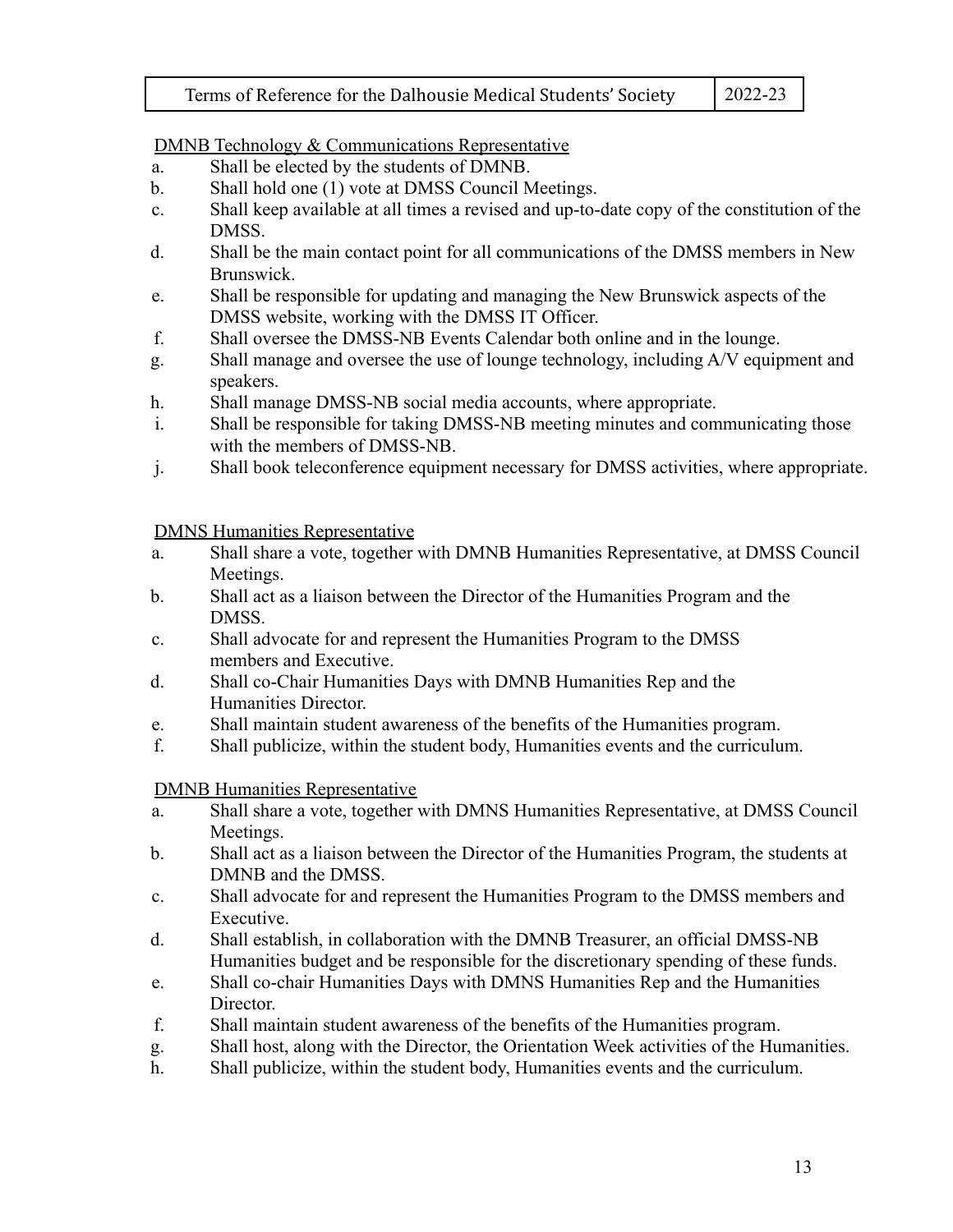<u>DMNB Technology & Communications Representative</u>

a. Shall be elected by the students of DMNB.
b. Shall hold one (1) vote at DMSS Council Meetings.
c. Shall keep available at all times a revised and up-to-date copy of the constitution of the DMSS.
d. Shall be the main contact point for all communications of the DMSS members in New Brunswick.
e. Shall be responsible for updating and managing the New Brunswick aspects of the DMSS website, working with the DMSS IT Officer.
f. Shall oversee the DMSS-NB Events Calendar both online and in the lounge.
g. Shall manage and oversee the use of lounge technology, including A/V equipment and speakers.
h. Shall manage DMSS-NB social media accounts, where appropriate.
i. Shall be responsible for taking DMSS-NB meeting minutes and communicating those with the members of DMSS-NB.
j. Shall book teleconference equipment necessary for DMSS activities, where appropriate.

<u>DMNS Humanities Representative</u>

a. Shall share a vote, together with DMNB Humanities Representative, at DMSS Council Meetings.
b. Shall act as a liaison between the Director of the Humanities Program and the DMSS.
c. Shall advocate for and represent the Humanities Program to the DMSS members and Executive.
d. Shall co-Chair Humanities Days with DMNB Humanities Rep and the Humanities Director.
e. Shall maintain student awareness of the benefits of the Humanities program.
f. Shall publicize, within the student body, Humanities events and the curriculum.

<u>DMNB Humanities Representative</u>

a. Shall share a vote, together with DMNS Humanities Representative, at DMSS Council Meetings.
b. Shall act as a liaison between the Director of the Humanities Program, the students at DMNB and the DMSS.
c. Shall advocate for and represent the Humanities Program to the DMSS members and Executive.
d. Shall establish, in collaboration with the DMNB Treasurer, an official DMSS-NB Humanities budget and be responsible for the discretionary spending of these funds.
e. Shall co-chair Humanities Days with DMNS Humanities Rep and the Humanities Director.
f. Shall maintain student awareness of the benefits of the Humanities program.
g. Shall host, along with the Director, the Orientation Week activities of the Humanities.
h. Shall publicize, within the student body, Humanities events and the curriculum.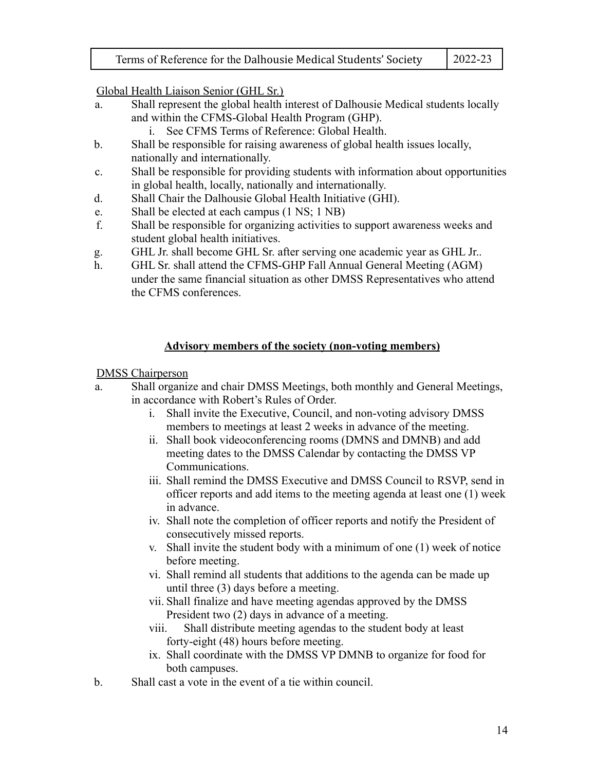Global Health Liaison Senior (GHL Sr.)

a. Shall represent the global health interest of Dalhousie Medical students locally and within the CFMS-Global Health Program (GHP).
    i. See CFMS Terms of Reference: Global Health.
b. Shall be responsible for raising awareness of global health issues locally, nationally and internationally.
c. Shall be responsible for providing students with information about opportunities in global health, locally, nationally and internationally.
d. Shall Chair the Dalhousie Global Health Initiative (GHI).
e. Shall be elected at each campus (1 NS; 1 NB)
f. Shall be responsible for organizing activities to support awareness weeks and student global health initiatives.
g. GHL Jr. shall become GHL Sr. after serving one academic year as GHL Jr..
h. GHL Sr. shall attend the CFMS-GHP Fall Annual General Meeting (AGM) under the same financial situation as other DMSS Representatives who attend the CFMS conferences.

## **Advisory members of the society (non-voting members)**

DMSS Chairperson

a. Shall organize and chair DMSS Meetings, both monthly and General Meetings, in accordance with Robert's Rules of Order.
    i. Shall invite the Executive, Council, and non-voting advisory DMSS members to meetings at least 2 weeks in advance of the meeting.
    ii. Shall book videoconferencing rooms (DMNS and DMNB) and add meeting dates to the DMSS Calendar by contacting the DMSS VP Communications.
    iii. Shall remind the DMSS Executive and DMSS Council to RSVP, send in officer reports and add items to the meeting agenda at least one (1) week in advance.
    iv. Shall note the completion of officer reports and notify the President of consecutively missed reports.
    v. Shall invite the student body with a minimum of one (1) week of notice before meeting.
    vi. Shall remind all students that additions to the agenda can be made up until three (3) days before a meeting.
    vii. Shall finalize and have meeting agendas approved by the DMSS President two (2) days in advance of a meeting.
    viii. Shall distribute meeting agendas to the student body at least forty-eight (48) hours before meeting.
    ix. Shall coordinate with the DMSS VP DMNB to organize for food for both campuses.
b. Shall cast a vote in the event of a tie within council.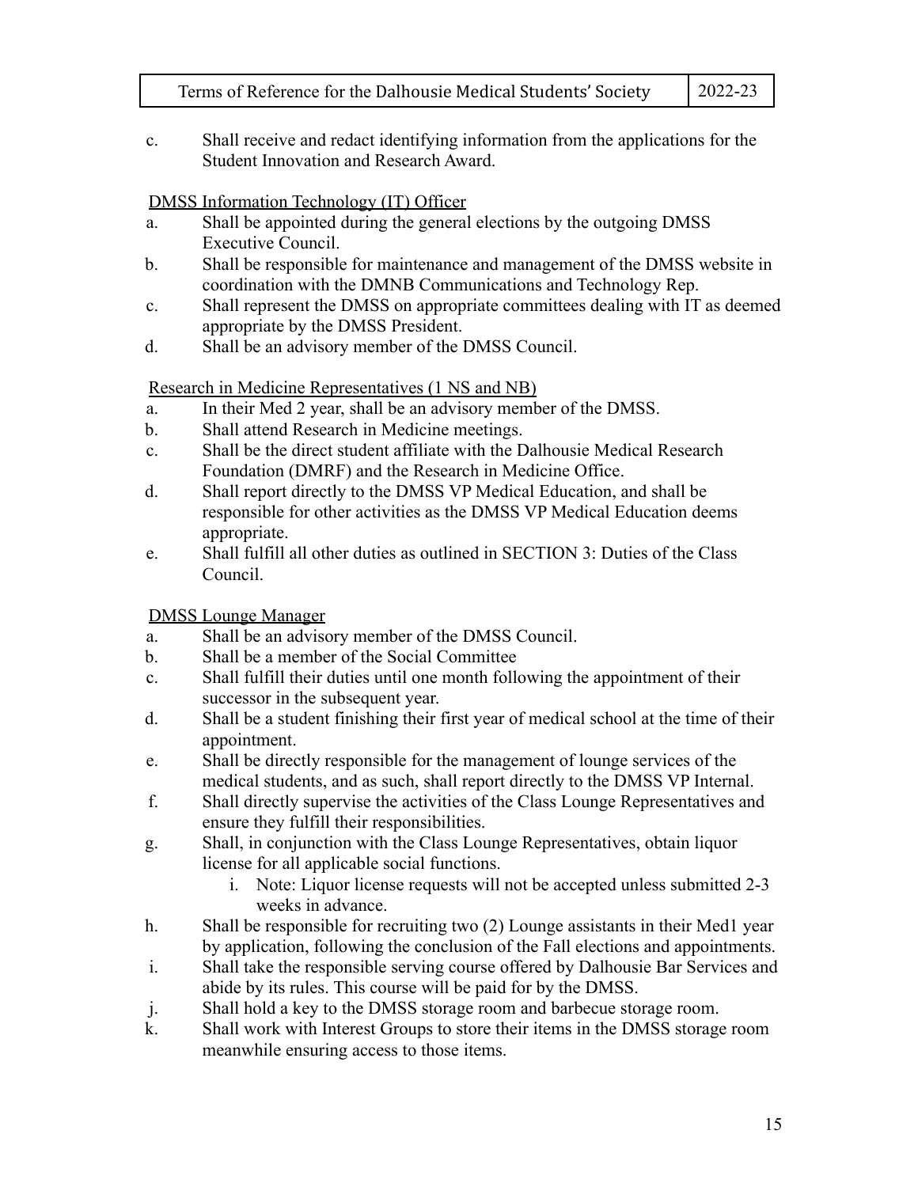c. Shall receive and redact identifying information from the applications for the Student Innovation and Research Award.

<u>DMSS Information Technology (IT) Officer</u>

a. Shall be appointed during the general elections by the outgoing DMSS Executive Council.
b. Shall be responsible for maintenance and management of the DMSS website in coordination with the DMNB Communications and Technology Rep.
c. Shall represent the DMSS on appropriate committees dealing with IT as deemed appropriate by the DMSS President.
d. Shall be an advisory member of the DMSS Council.

<u>Research in Medicine Representatives (1 NS and NB)</u>

a. In their Med 2 year, shall be an advisory member of the DMSS.
b. Shall attend Research in Medicine meetings.
c. Shall be the direct student affiliate with the Dalhousie Medical Research Foundation (DMRF) and the Research in Medicine Office.
d. Shall report directly to the DMSS VP Medical Education, and shall be responsible for other activities as the DMSS VP Medical Education deems appropriate.
e. Shall fulfill all other duties as outlined in SECTION 3: Duties of the Class Council.

<u>DMSS Lounge Manager</u>

a. Shall be an advisory member of the DMSS Council.
b. Shall be a member of the Social Committee
c. Shall fulfill their duties until one month following the appointment of their successor in the subsequent year.
d. Shall be a student finishing their first year of medical school at the time of their appointment.
e. Shall be directly responsible for the management of lounge services of the medical students, and as such, shall report directly to the DMSS VP Internal.
f. Shall directly supervise the activities of the Class Lounge Representatives and ensure they fulfill their responsibilities.
g. Shall, in conjunction with the Class Lounge Representatives, obtain liquor license for all applicable social functions.
    i. Note: Liquor license requests will not be accepted unless submitted 2-3 weeks in advance.
h. Shall be responsible for recruiting two (2) Lounge assistants in their Med1 year by application, following the conclusion of the Fall elections and appointments.
i. Shall take the responsible serving course offered by Dalhousie Bar Services and abide by its rules. This course will be paid for by the DMSS.
j. Shall hold a key to the DMSS storage room and barbecue storage room.
k. Shall work with Interest Groups to store their items in the DMSS storage room meanwhile ensuring access to those items.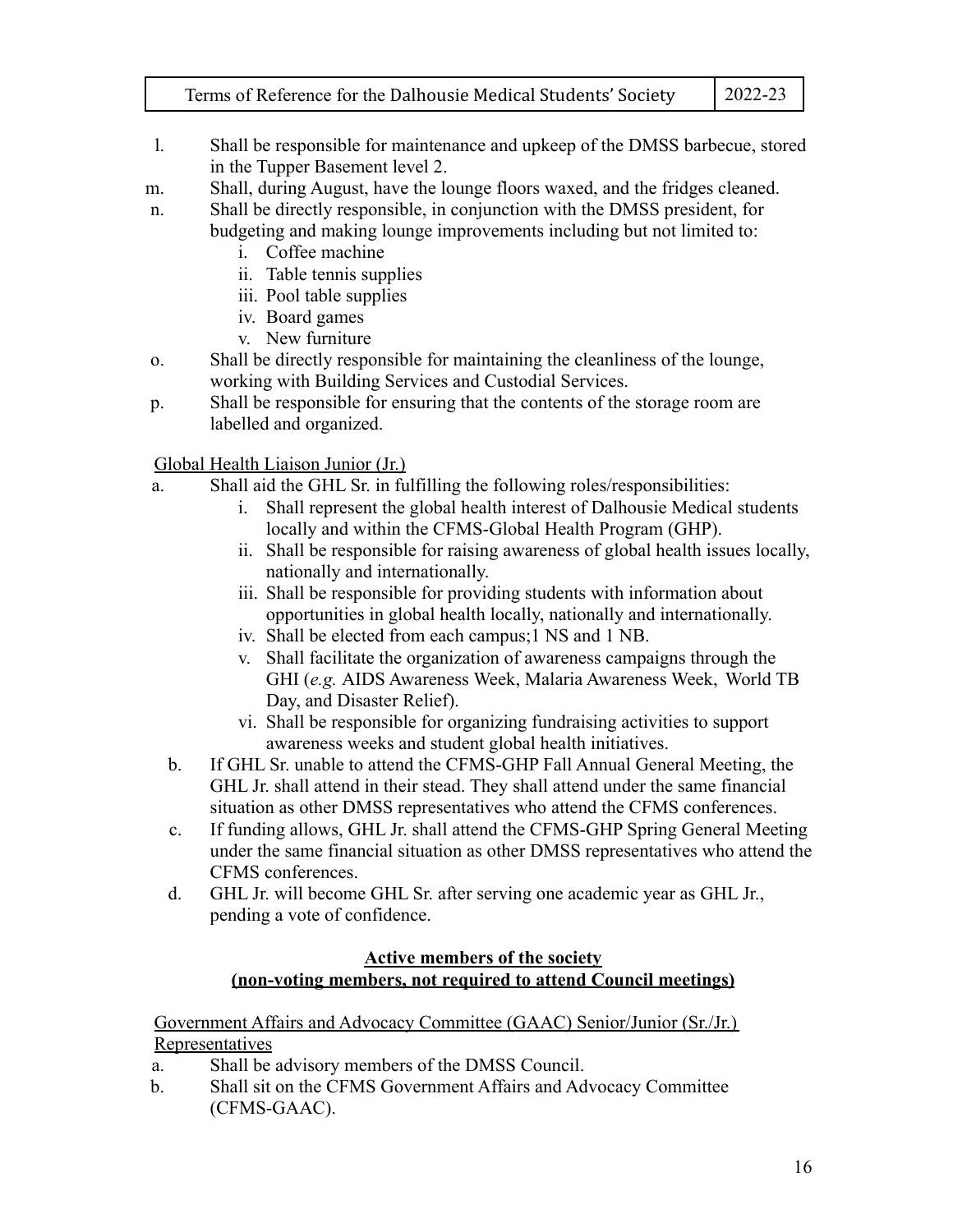l. Shall be responsible for maintenance and upkeep of the DMSS barbecue, stored in the Tupper Basement level 2.

m. Shall, during August, have the lounge floors waxed, and the fridges cleaned.

n. Shall be directly responsible, in conjunction with the DMSS president, for budgeting and making lounge improvements including but not limited to:
   - i. Coffee machine
   - ii. Table tennis supplies
   - iii. Pool table supplies
   - iv. Board games
   - v. New furniture

o. Shall be directly responsible for maintaining the cleanliness of the lounge, working with Building Services and Custodial Services.

p. Shall be responsible for ensuring that the contents of the storage room are labelled and organized.

<u>Global Health Liaison Junior (Jr.)</u>

a. Shall aid the GHL Sr. in fulfilling the following roles/responsibilities:
   - i. Shall represent the global health interest of Dalhousie Medical students locally and within the CFMS-Global Health Program (GHP).
   - ii. Shall be responsible for raising awareness of global health issues locally, nationally and internationally.
   - iii. Shall be responsible for providing students with information about opportunities in global health locally, nationally and internationally.
   - iv. Shall be elected from each campus;1 NS and 1 NB.
   - v. Shall facilitate the organization of awareness campaigns through the GHI (*e.g.* AIDS Awareness Week, Malaria Awareness Week, World TB Day, and Disaster Relief).
   - vi. Shall be responsible for organizing fundraising activities to support awareness weeks and student global health initiatives.

b. If GHL Sr. unable to attend the CFMS-GHP Fall Annual General Meeting, the GHL Jr. shall attend in their stead. They shall attend under the same financial situation as other DMSS representatives who attend the CFMS conferences.

c. If funding allows, GHL Jr. shall attend the CFMS-GHP Spring General Meeting under the same financial situation as other DMSS representatives who attend the CFMS conferences.

d. GHL Jr. will become GHL Sr. after serving one academic year as GHL Jr., pending a vote of confidence.

**<u>Active members of the society</u>**
**<u>(non-voting members, not required to attend Council meetings)</u>**

<u>Government Affairs and Advocacy Committee (GAAC) Senior/Junior (Sr./Jr.) Representatives</u>

a. Shall be advisory members of the DMSS Council.

b. Shall sit on the CFMS Government Affairs and Advocacy Committee (CFMS-GAAC).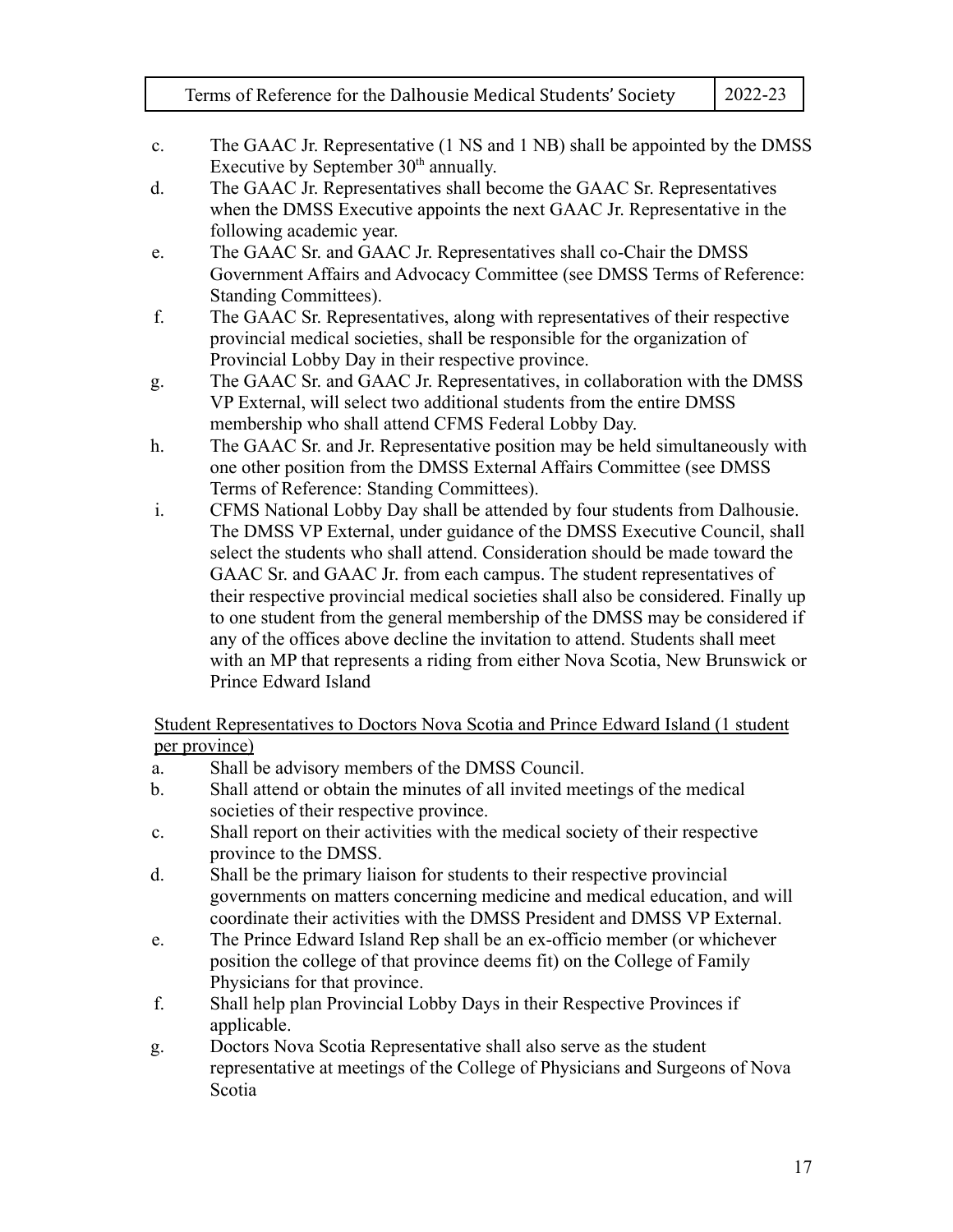c. The GAAC Jr. Representative (1 NS and 1 NB) shall be appointed by the DMSS Executive by September 30th annually.

d. The GAAC Jr. Representatives shall become the GAAC Sr. Representatives when the DMSS Executive appoints the next GAAC Jr. Representative in the following academic year.

e. The GAAC Sr. and GAAC Jr. Representatives shall co-Chair the DMSS Government Affairs and Advocacy Committee (see DMSS Terms of Reference: Standing Committees).

f. The GAAC Sr. Representatives, along with representatives of their respective provincial medical societies, shall be responsible for the organization of Provincial Lobby Day in their respective province.

g. The GAAC Sr. and GAAC Jr. Representatives, in collaboration with the DMSS VP External, will select two additional students from the entire DMSS membership who shall attend CFMS Federal Lobby Day.

h. The GAAC Sr. and Jr. Representative position may be held simultaneously with one other position from the DMSS External Affairs Committee (see DMSS Terms of Reference: Standing Committees).

i. CFMS National Lobby Day shall be attended by four students from Dalhousie. The DMSS VP External, under guidance of the DMSS Executive Council, shall select the students who shall attend. Consideration should be made toward the GAAC Sr. and GAAC Jr. from each campus. The student representatives of their respective provincial medical societies shall also be considered. Finally up to one student from the general membership of the DMSS may be considered if any of the offices above decline the invitation to attend. Students shall meet with an MP that represents a riding from either Nova Scotia, New Brunswick or Prince Edward Island

<u>Student Representatives to Doctors Nova Scotia and Prince Edward Island (1 student per province)</u>

a. Shall be advisory members of the DMSS Council.

b. Shall attend or obtain the minutes of all invited meetings of the medical societies of their respective province.

c. Shall report on their activities with the medical society of their respective province to the DMSS.

d. Shall be the primary liaison for students to their respective provincial governments on matters concerning medicine and medical education, and will coordinate their activities with the DMSS President and DMSS VP External.

e. The Prince Edward Island Rep shall be an ex-officio member (or whichever position the college of that province deems fit) on the College of Family Physicians for that province.

f. Shall help plan Provincial Lobby Days in their Respective Provinces if applicable.

g. Doctors Nova Scotia Representative shall also serve as the student representative at meetings of the College of Physicians and Surgeons of Nova Scotia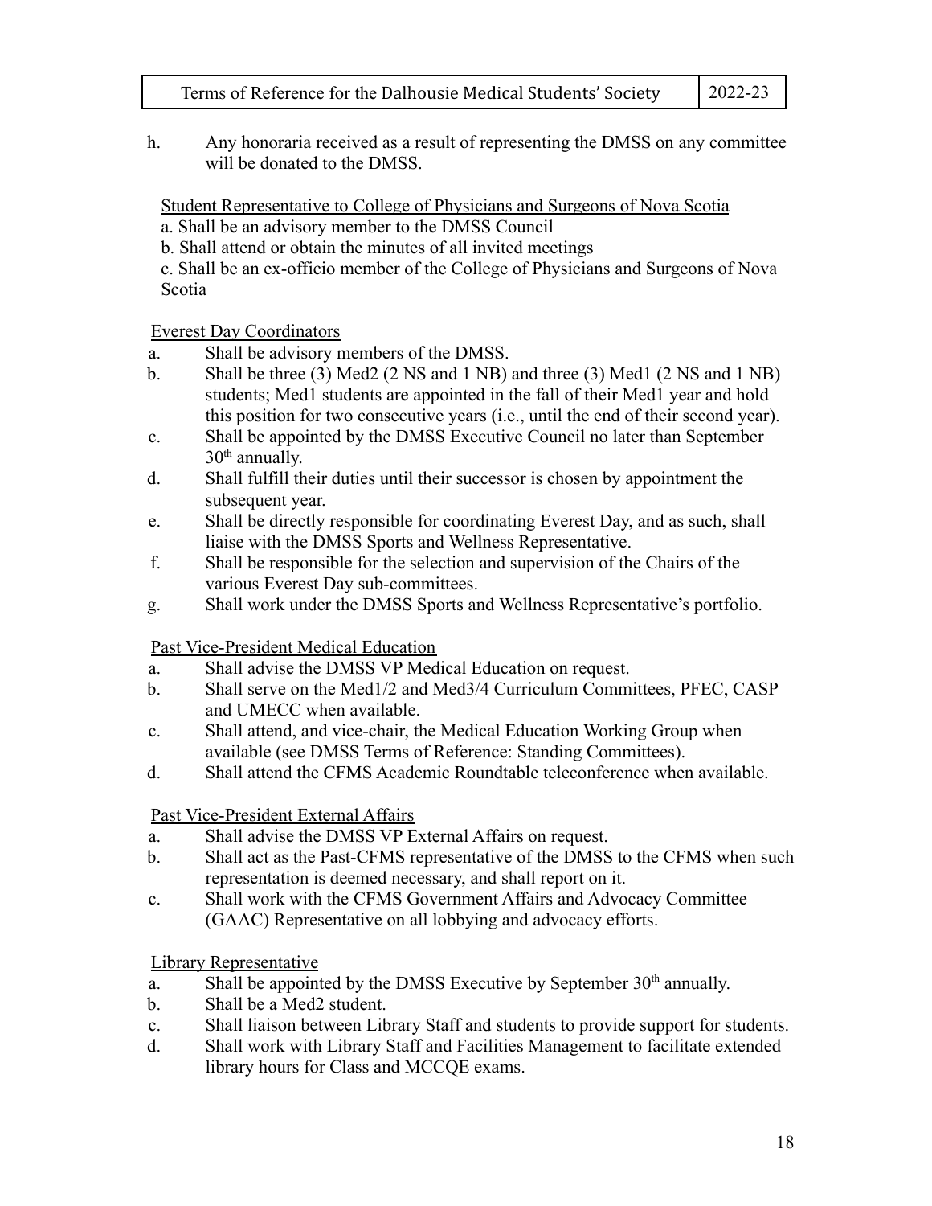h. Any honoraria received as a result of representing the DMSS on any committee will be donated to the DMSS.

Student Representative to College of Physicians and Surgeons of Nova Scotia

a. Shall be an advisory member to the DMSS Council
b. Shall attend or obtain the minutes of all invited meetings
c. Shall be an ex-officio member of the College of Physicians and Surgeons of Nova Scotia

Everest Day Coordinators

a. Shall be advisory members of the DMSS.
b. Shall be three (3) Med2 (2 NS and 1 NB) and three (3) Med1 (2 NS and 1 NB) students; Med1 students are appointed in the fall of their Med1 year and hold this position for two consecutive years (i.e., until the end of their second year).
c. Shall be appointed by the DMSS Executive Council no later than September 30th annually.
d. Shall fulfill their duties until their successor is chosen by appointment the subsequent year.
e. Shall be directly responsible for coordinating Everest Day, and as such, shall liaise with the DMSS Sports and Wellness Representative.
f. Shall be responsible for the selection and supervision of the Chairs of the various Everest Day sub-committees.
g. Shall work under the DMSS Sports and Wellness Representative's portfolio.

Past Vice-President Medical Education

a. Shall advise the DMSS VP Medical Education on request.
b. Shall serve on the Med1/2 and Med3/4 Curriculum Committees, PFEC, CASP and UMECC when available.
c. Shall attend, and vice-chair, the Medical Education Working Group when available (see DMSS Terms of Reference: Standing Committees).
d. Shall attend the CFMS Academic Roundtable teleconference when available.

Past Vice-President External Affairs

a. Shall advise the DMSS VP External Affairs on request.
b. Shall act as the Past-CFMS representative of the DMSS to the CFMS when such representation is deemed necessary, and shall report on it.
c. Shall work with the CFMS Government Affairs and Advocacy Committee (GAAC) Representative on all lobbying and advocacy efforts.

Library Representative

a. Shall be appointed by the DMSS Executive by September 30th annually.
b. Shall be a Med2 student.
c. Shall liaison between Library Staff and students to provide support for students.
d. Shall work with Library Staff and Facilities Management to facilitate extended library hours for Class and MCCQE exams.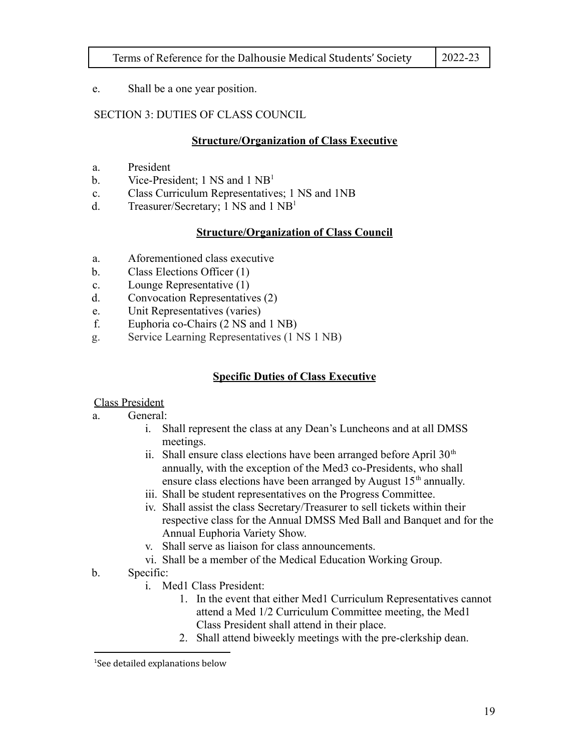e. Shall be a one year position.

SECTION 3: DUTIES OF CLASS COUNCIL

**Structure/Organization of Class Executive**

a. President
b. Vice-President; 1 NS and 1 NB[1]
c. Class Curriculum Representatives; 1 NS and 1NB
d. Treasurer/Secretary; 1 NS and 1 NB[1]

**Structure/Organization of Class Council**

a. Aforementioned class executive
b. Class Elections Officer (1)
c. Lounge Representative (1)
d. Convocation Representatives (2)
e. Unit Representatives (varies)
f. Euphoria co-Chairs (2 NS and 1 NB)
g. Service Learning Representatives (1 NS 1 NB)

**Specific Duties of Class Executive**

Class President

a. General:
   i. Shall represent the class at any Dean's Luncheons and at all DMSS meetings.
   ii. Shall ensure class elections have been arranged before April 30th annually, with the exception of the Med3 co-Presidents, who shall ensure class elections have been arranged by August 15th annually.
   iii. Shall be student representatives on the Progress Committee.
   iv. Shall assist the class Secretary/Treasurer to sell tickets within their respective class for the Annual DMSS Med Ball and Banquet and for the Annual Euphoria Variety Show.
   v. Shall serve as liaison for class announcements.
   vi. Shall be a member of the Medical Education Working Group.
b. Specific:
   i. Med1 Class President:
      1. In the event that either Med1 Curriculum Representatives cannot attend a Med 1/2 Curriculum Committee meeting, the Med1 Class President shall attend in their place.
      2. Shall attend biweekly meetings with the pre-clerkship dean.

[1]See detailed explanations below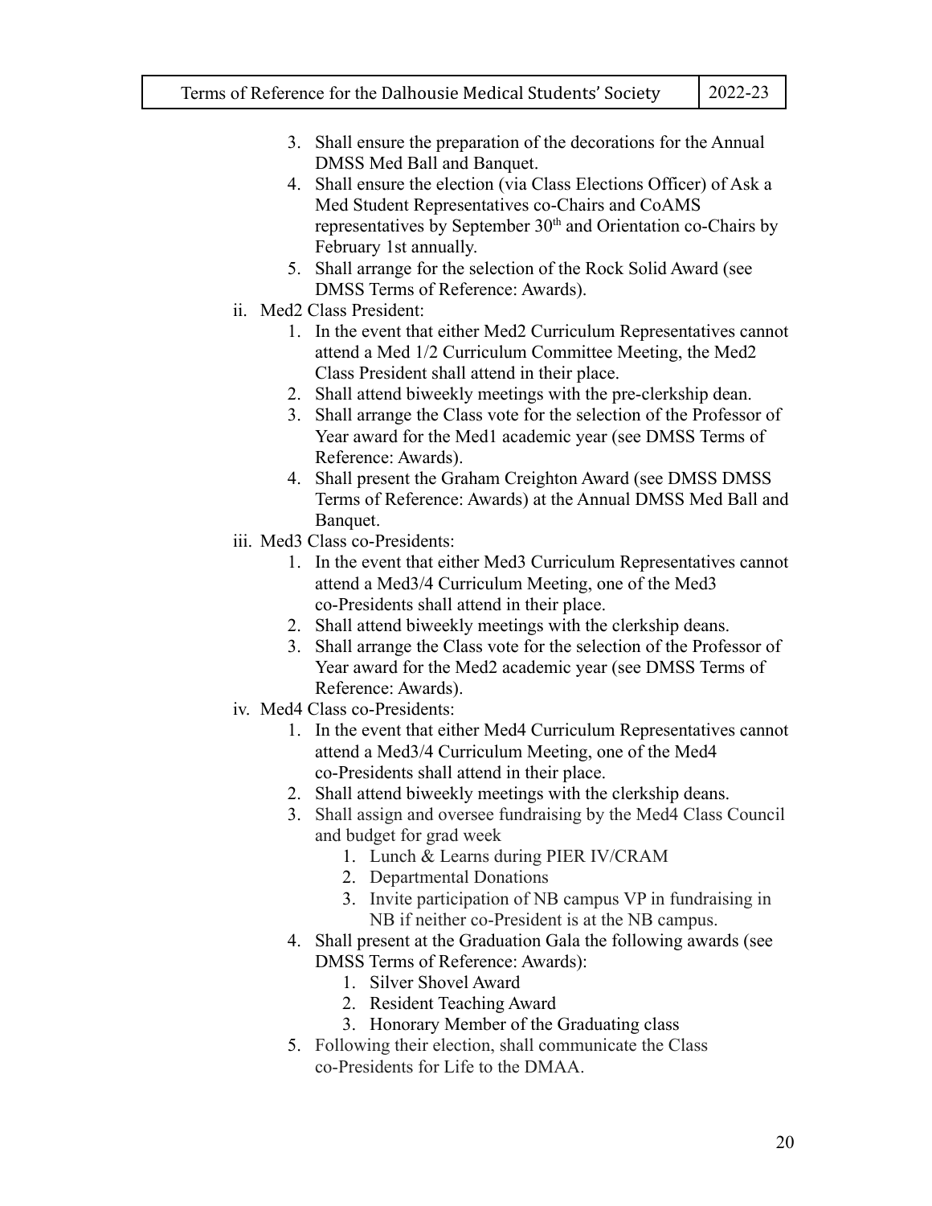3. Shall ensure the preparation of the decorations for the Annual DMSS Med Ball and Banquet.
4. Shall ensure the election (via Class Elections Officer) of Ask a Med Student Representatives co-Chairs and CoAMS representatives by September 30th and Orientation co-Chairs by February 1st annually.
5. Shall arrange for the selection of the Rock Solid Award (see DMSS Terms of Reference: Awards).

ii. Med2 Class President:

1. In the event that either Med2 Curriculum Representatives cannot attend a Med 1/2 Curriculum Committee Meeting, the Med2 Class President shall attend in their place.
2. Shall attend biweekly meetings with the pre-clerkship dean.
3. Shall arrange the Class vote for the selection of the Professor of Year award for the Med1 academic year (see DMSS Terms of Reference: Awards).
4. Shall present the Graham Creighton Award (see DMSS DMSS Terms of Reference: Awards) at the Annual DMSS Med Ball and Banquet.

iii. Med3 Class co-Presidents:

1. In the event that either Med3 Curriculum Representatives cannot attend a Med3/4 Curriculum Meeting, one of the Med3 co-Presidents shall attend in their place.
2. Shall attend biweekly meetings with the clerkship deans.
3. Shall arrange the Class vote for the selection of the Professor of Year award for the Med2 academic year (see DMSS Terms of Reference: Awards).

iv. Med4 Class co-Presidents:

1. In the event that either Med4 Curriculum Representatives cannot attend a Med3/4 Curriculum Meeting, one of the Med4 co-Presidents shall attend in their place.
2. Shall attend biweekly meetings with the clerkship deans.
3. Shall assign and oversee fundraising by the Med4 Class Council and budget for grad week
   1. Lunch & Learns during PIER IV/CRAM
   2. Departmental Donations
   3. Invite participation of NB campus VP in fundraising in NB if neither co-President is at the NB campus.
4. Shall present at the Graduation Gala the following awards (see DMSS Terms of Reference: Awards):
   1. Silver Shovel Award
   2. Resident Teaching Award
   3. Honorary Member of the Graduating class
5. Following their election, shall communicate the Class co-Presidents for Life to the DMAA.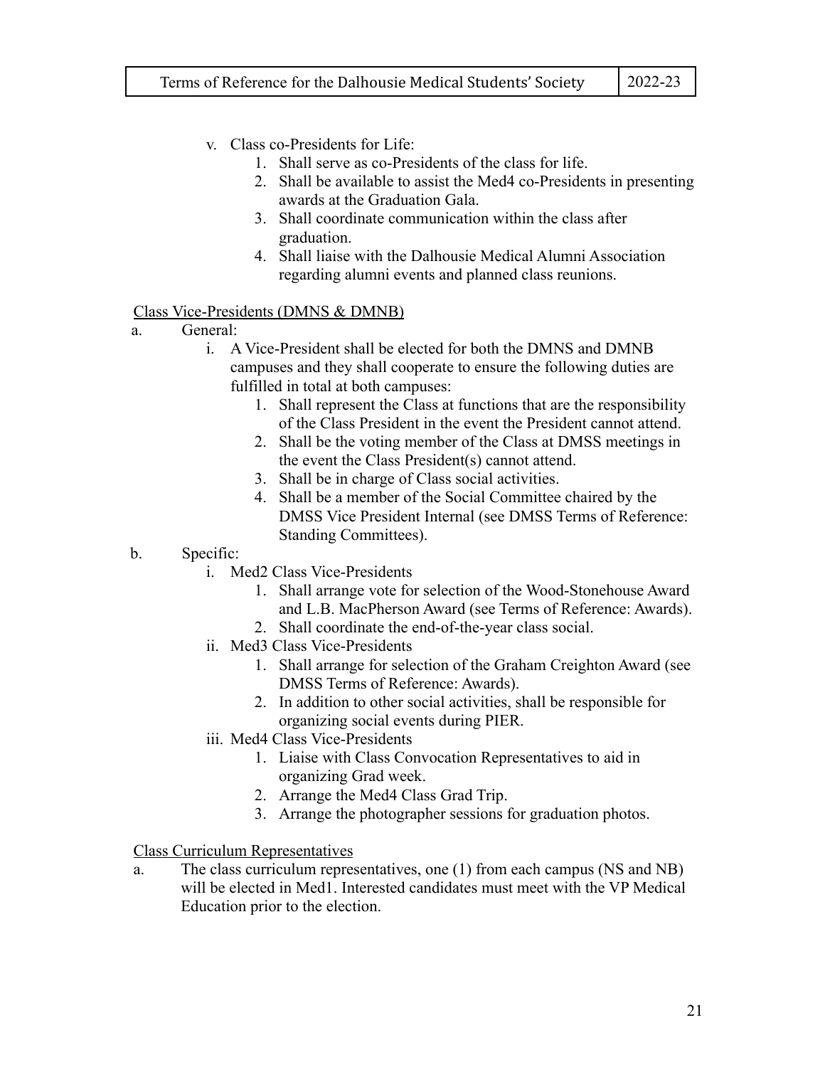v. Class co-Presidents for Life:
   1. Shall serve as co-Presidents of the class for life.
   2. Shall be available to assist the Med4 co-Presidents in presenting awards at the Graduation Gala.
   3. Shall coordinate communication within the class after graduation.
   4. Shall liaise with the Dalhousie Medical Alumni Association regarding alumni events and planned class reunions.

<u>Class Vice-Presidents (DMNS & DMNB)</u>

a. General:
   i. A Vice-President shall be elected for both the DMNS and DMNB campuses and they shall cooperate to ensure the following duties are fulfilled in total at both campuses:
      1. Shall represent the Class at functions that are the responsibility of the Class President in the event the President cannot attend.
      2. Shall be the voting member of the Class at DMSS meetings in the event the Class President(s) cannot attend.
      3. Shall be in charge of Class social activities.
      4. Shall be a member of the Social Committee chaired by the DMSS Vice President Internal (see DMSS Terms of Reference: Standing Committees).

b. Specific:
   i. Med2 Class Vice-Presidents
      1. Shall arrange vote for selection of the Wood-Stonehouse Award and L.B. MacPherson Award (see Terms of Reference: Awards).
      2. Shall coordinate the end-of-the-year class social.
   ii. Med3 Class Vice-Presidents
      1. Shall arrange for selection of the Graham Creighton Award (see DMSS Terms of Reference: Awards).
      2. In addition to other social activities, shall be responsible for organizing social events during PIER.
   iii. Med4 Class Vice-Presidents
      1. Liaise with Class Convocation Representatives to aid in organizing Grad week.
      2. Arrange the Med4 Class Grad Trip.
      3. Arrange the photographer sessions for graduation photos.

<u>Class Curriculum Representatives</u>

a. The class curriculum representatives, one (1) from each campus (NS and NB) will be elected in Med1. Interested candidates must meet with the VP Medical Education prior to the election.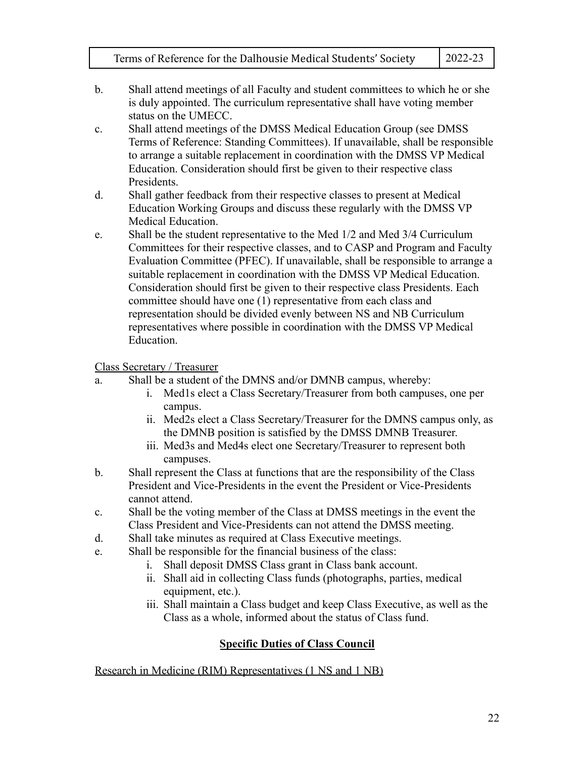b. Shall attend meetings of all Faculty and student committees to which he or she is duly appointed. The curriculum representative shall have voting member status on the UMECC.

c. Shall attend meetings of the DMSS Medical Education Group (see DMSS Terms of Reference: Standing Committees). If unavailable, shall be responsible to arrange a suitable replacement in coordination with the DMSS VP Medical Education. Consideration should first be given to their respective class Presidents.

d. Shall gather feedback from their respective classes to present at Medical Education Working Groups and discuss these regularly with the DMSS VP Medical Education.

e. Shall be the student representative to the Med 1/2 and Med 3/4 Curriculum Committees for their respective classes, and to CASP and Program and Faculty Evaluation Committee (PFEC). If unavailable, shall be responsible to arrange a suitable replacement in coordination with the DMSS VP Medical Education. Consideration should first be given to their respective class Presidents. Each committee should have one (1) representative from each class and representation should be divided evenly between NS and NB Curriculum representatives where possible in coordination with the DMSS VP Medical Education.

<u>Class Secretary / Treasurer</u>

a. Shall be a student of the DMNS and/or DMNB campus, whereby:
    i. Med1s elect a Class Secretary/Treasurer from both campuses, one per campus.
    ii. Med2s elect a Class Secretary/Treasurer for the DMNS campus only, as the DMNB position is satisfied by the DMSS DMNB Treasurer.
    iii. Med3s and Med4s elect one Secretary/Treasurer to represent both campuses.

b. Shall represent the Class at functions that are the responsibility of the Class President and Vice-Presidents in the event the President or Vice-Presidents cannot attend.

c. Shall be the voting member of the Class at DMSS meetings in the event the Class President and Vice-Presidents can not attend the DMSS meeting.

d. Shall take minutes as required at Class Executive meetings.

e. Shall be responsible for the financial business of the class:
    i. Shall deposit DMSS Class grant in Class bank account.
    ii. Shall aid in collecting Class funds (photographs, parties, medical equipment, etc.).
    iii. Shall maintain a Class budget and keep Class Executive, as well as the Class as a whole, informed about the status of Class fund.

## Specific Duties of Class Council

<u>Research in Medicine (RIM) Representatives (1 NS and 1 NB)</u>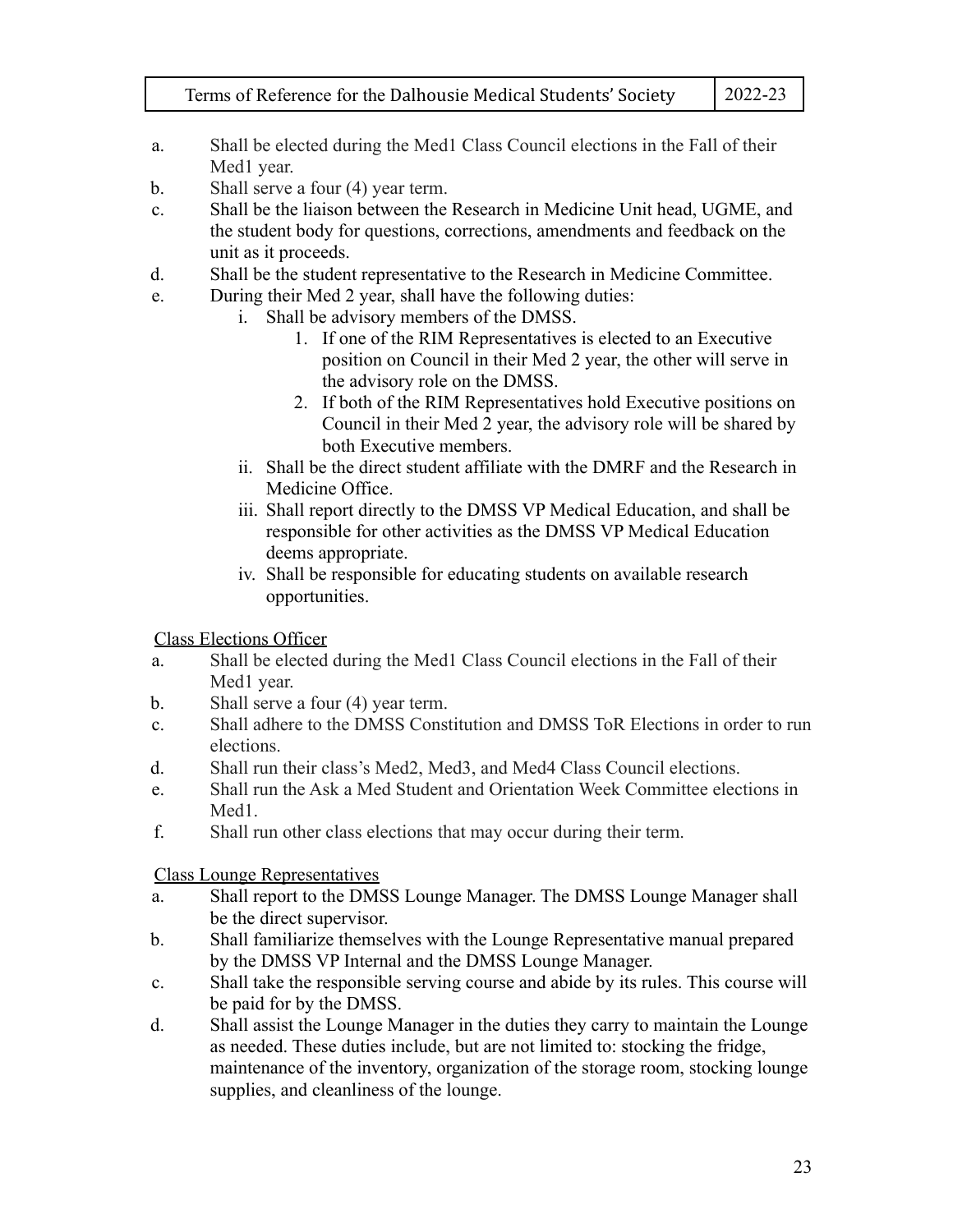a. Shall be elected during the Med1 Class Council elections in the Fall of their Med1 year.
b. Shall serve a four (4) year term.
c. Shall be the liaison between the Research in Medicine Unit head, UGME, and the student body for questions, corrections, amendments and feedback on the unit as it proceeds.
d. Shall be the student representative to the Research in Medicine Committee.
e. During their Med 2 year, shall have the following duties:
    i. Shall be advisory members of the DMSS.
        1. If one of the RIM Representatives is elected to an Executive position on Council in their Med 2 year, the other will serve in the advisory role on the DMSS.
        2. If both of the RIM Representatives hold Executive positions on Council in their Med 2 year, the advisory role will be shared by both Executive members.
    ii. Shall be the direct student affiliate with the DMRF and the Research in Medicine Office.
    iii. Shall report directly to the DMSS VP Medical Education, and shall be responsible for other activities as the DMSS VP Medical Education deems appropriate.
    iv. Shall be responsible for educating students on available research opportunities.

<u>Class Elections Officer</u>

a. Shall be elected during the Med1 Class Council elections in the Fall of their Med1 year.
b. Shall serve a four (4) year term.
c. Shall adhere to the DMSS Constitution and DMSS ToR Elections in order to run elections.
d. Shall run their class's Med2, Med3, and Med4 Class Council elections.
e. Shall run the Ask a Med Student and Orientation Week Committee elections in Med1.
f. Shall run other class elections that may occur during their term.

<u>Class Lounge Representatives</u>

a. Shall report to the DMSS Lounge Manager. The DMSS Lounge Manager shall be the direct supervisor.
b. Shall familiarize themselves with the Lounge Representative manual prepared by the DMSS VP Internal and the DMSS Lounge Manager.
c. Shall take the responsible serving course and abide by its rules. This course will be paid for by the DMSS.
d. Shall assist the Lounge Manager in the duties they carry to maintain the Lounge as needed. These duties include, but are not limited to: stocking the fridge, maintenance of the inventory, organization of the storage room, stocking lounge supplies, and cleanliness of the lounge.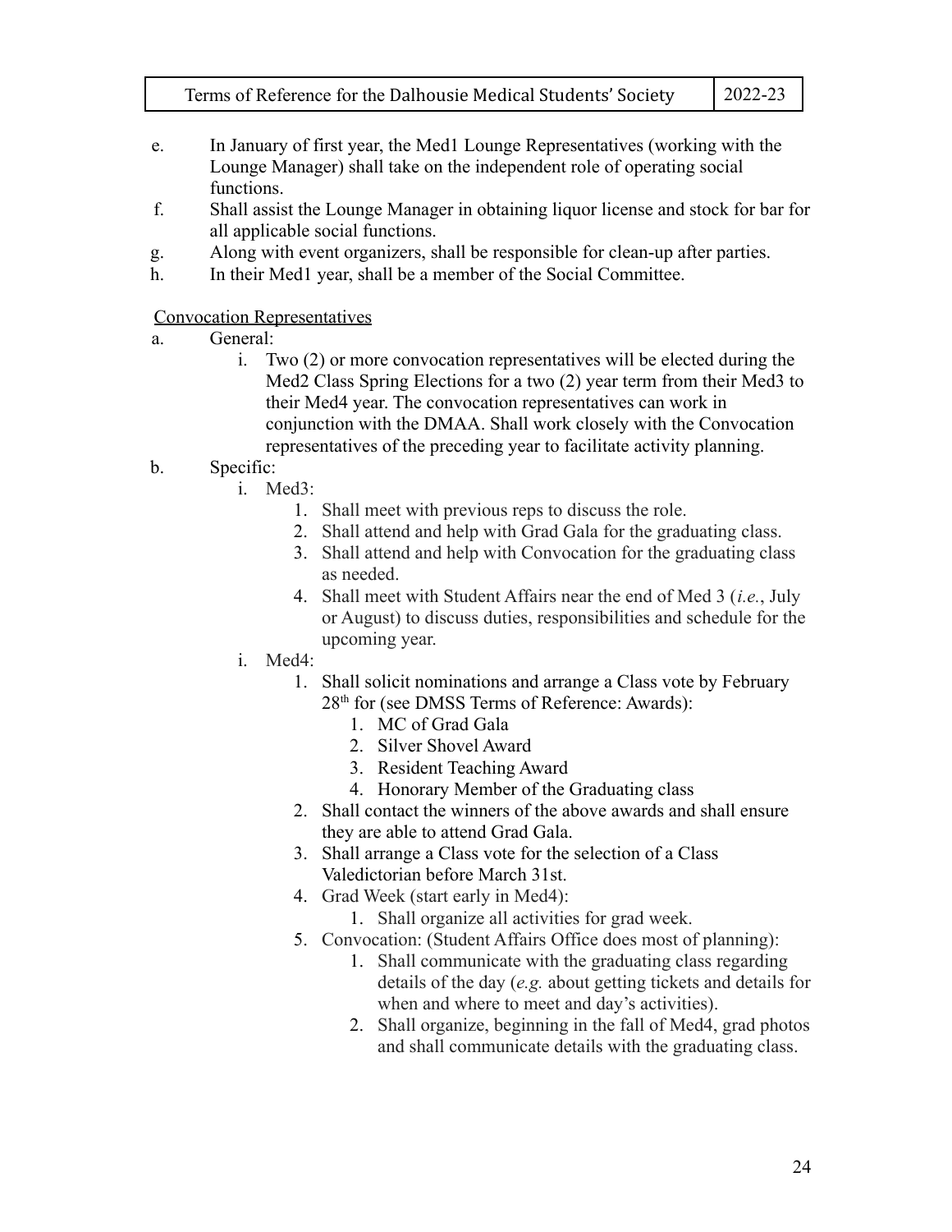e. In January of first year, the Med1 Lounge Representatives (working with the Lounge Manager) shall take on the independent role of operating social functions.

f. Shall assist the Lounge Manager in obtaining liquor license and stock for bar for all applicable social functions.

g. Along with event organizers, shall be responsible for clean-up after parties.

h. In their Med1 year, shall be a member of the Social Committee.

<u>Convocation Representatives</u>

a. General:
   - i. Two (2) or more convocation representatives will be elected during the Med2 Class Spring Elections for a two (2) year term from their Med3 to their Med4 year. The convocation representatives can work in conjunction with the DMAA. Shall work closely with the Convocation representatives of the preceding year to facilitate activity planning.

b. Specific:
   - i. Med3:
     1. Shall meet with previous reps to discuss the role.
     2. Shall attend and help with Grad Gala for the graduating class.
     3. Shall attend and help with Convocation for the graduating class as needed.
     4. Shall meet with Student Affairs near the end of Med 3 (*i.e.*, July or August) to discuss duties, responsibilities and schedule for the upcoming year.
   - i. Med4:
     1. Shall solicit nominations and arrange a Class vote by February 28th for (see DMSS Terms of Reference: Awards):
        1. MC of Grad Gala
        2. Silver Shovel Award
        3. Resident Teaching Award
        4. Honorary Member of the Graduating class
     2. Shall contact the winners of the above awards and shall ensure they are able to attend Grad Gala.
     3. Shall arrange a Class vote for the selection of a Class Valedictorian before March 31st.
     4. Grad Week (start early in Med4):
        1. Shall organize all activities for grad week.
     5. Convocation: (Student Affairs Office does most of planning):
        1. Shall communicate with the graduating class regarding details of the day (*e.g.* about getting tickets and details for when and where to meet and day's activities).
        2. Shall organize, beginning in the fall of Med4, grad photos and shall communicate details with the graduating class.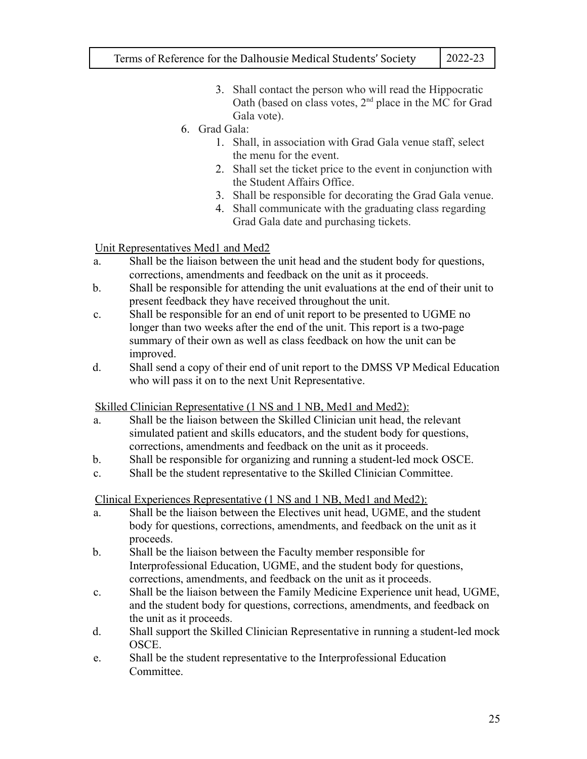3. Shall contact the person who will read the Hippocratic Oath (based on class votes, 2nd place in the MC for Grad Gala vote).

6. Grad Gala:
    1. Shall, in association with Grad Gala venue staff, select the menu for the event.
    2. Shall set the ticket price to the event in conjunction with the Student Affairs Office.
    3. Shall be responsible for decorating the Grad Gala venue.
    4. Shall communicate with the graduating class regarding Grad Gala date and purchasing tickets.

<u>Unit Representatives Med1 and Med2</u>

a. Shall be the liaison between the unit head and the student body for questions, corrections, amendments and feedback on the unit as it proceeds.
b. Shall be responsible for attending the unit evaluations at the end of their unit to present feedback they have received throughout the unit.
c. Shall be responsible for an end of unit report to be presented to UGME no longer than two weeks after the end of the unit. This report is a two-page summary of their own as well as class feedback on how the unit can be improved.
d. Shall send a copy of their end of unit report to the DMSS VP Medical Education who will pass it on to the next Unit Representative.

<u>Skilled Clinician Representative (1 NS and 1 NB, Med1 and Med2):</u>

a. Shall be the liaison between the Skilled Clinician unit head, the relevant simulated patient and skills educators, and the student body for questions, corrections, amendments and feedback on the unit as it proceeds.
b. Shall be responsible for organizing and running a student-led mock OSCE.
c. Shall be the student representative to the Skilled Clinician Committee.

<u>Clinical Experiences Representative (1 NS and 1 NB, Med1 and Med2):</u>

a. Shall be the liaison between the Electives unit head, UGME, and the student body for questions, corrections, amendments, and feedback on the unit as it proceeds.
b. Shall be the liaison between the Faculty member responsible for Interprofessional Education, UGME, and the student body for questions, corrections, amendments, and feedback on the unit as it proceeds.
c. Shall be the liaison between the Family Medicine Experience unit head, UGME, and the student body for questions, corrections, amendments, and feedback on the unit as it proceeds.
d. Shall support the Skilled Clinician Representative in running a student-led mock OSCE.
e. Shall be the student representative to the Interprofessional Education Committee.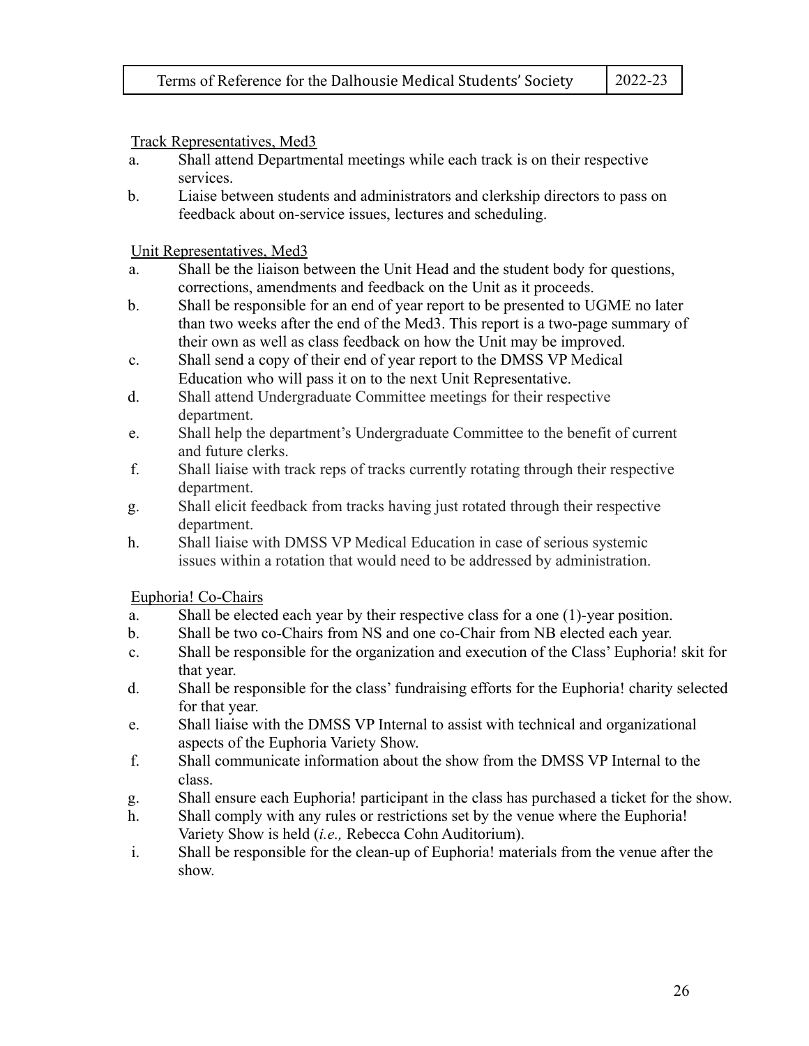Track Representatives, Med3

a. Shall attend Departmental meetings while each track is on their respective services.
b. Liaise between students and administrators and clerkship directors to pass on feedback about on-service issues, lectures and scheduling.

Unit Representatives, Med3

a. Shall be the liaison between the Unit Head and the student body for questions, corrections, amendments and feedback on the Unit as it proceeds.
b. Shall be responsible for an end of year report to be presented to UGME no later than two weeks after the end of the Med3. This report is a two-page summary of their own as well as class feedback on how the Unit may be improved.
c. Shall send a copy of their end of year report to the DMSS VP Medical Education who will pass it on to the next Unit Representative.
d. Shall attend Undergraduate Committee meetings for their respective department.
e. Shall help the department's Undergraduate Committee to the benefit of current and future clerks.
f. Shall liaise with track reps of tracks currently rotating through their respective department.
g. Shall elicit feedback from tracks having just rotated through their respective department.
h. Shall liaise with DMSS VP Medical Education in case of serious systemic issues within a rotation that would need to be addressed by administration.

Euphoria! Co-Chairs

a. Shall be elected each year by their respective class for a one (1)-year position.
b. Shall be two co-Chairs from NS and one co-Chair from NB elected each year.
c. Shall be responsible for the organization and execution of the Class' Euphoria! skit for that year.
d. Shall be responsible for the class' fundraising efforts for the Euphoria! charity selected for that year.
e. Shall liaise with the DMSS VP Internal to assist with technical and organizational aspects of the Euphoria Variety Show.
f. Shall communicate information about the show from the DMSS VP Internal to the class.
g. Shall ensure each Euphoria! participant in the class has purchased a ticket for the show.
h. Shall comply with any rules or restrictions set by the venue where the Euphoria! Variety Show is held (*i.e.,* Rebecca Cohn Auditorium).
i. Shall be responsible for the clean-up of Euphoria! materials from the venue after the show.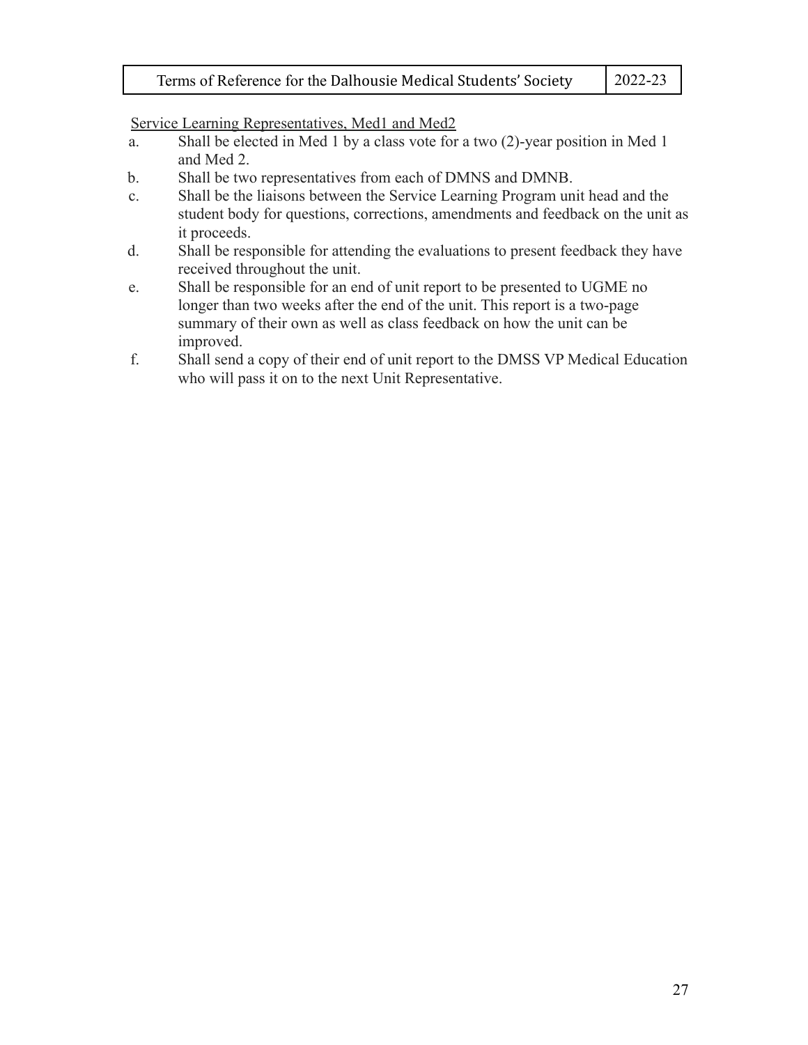<u>Service Learning Representatives, Med1 and Med2</u>

a. Shall be elected in Med 1 by a class vote for a two (2)-year position in Med 1 and Med 2.
b. Shall be two representatives from each of DMNS and DMNB.
c. Shall be the liaisons between the Service Learning Program unit head and the student body for questions, corrections, amendments and feedback on the unit as it proceeds.
d. Shall be responsible for attending the evaluations to present feedback they have received throughout the unit.
e. Shall be responsible for an end of unit report to be presented to UGME no longer than two weeks after the end of the unit. This report is a two-page summary of their own as well as class feedback on how the unit can be improved.
f. Shall send a copy of their end of unit report to the DMSS VP Medical Education who will pass it on to the next Unit Representative.